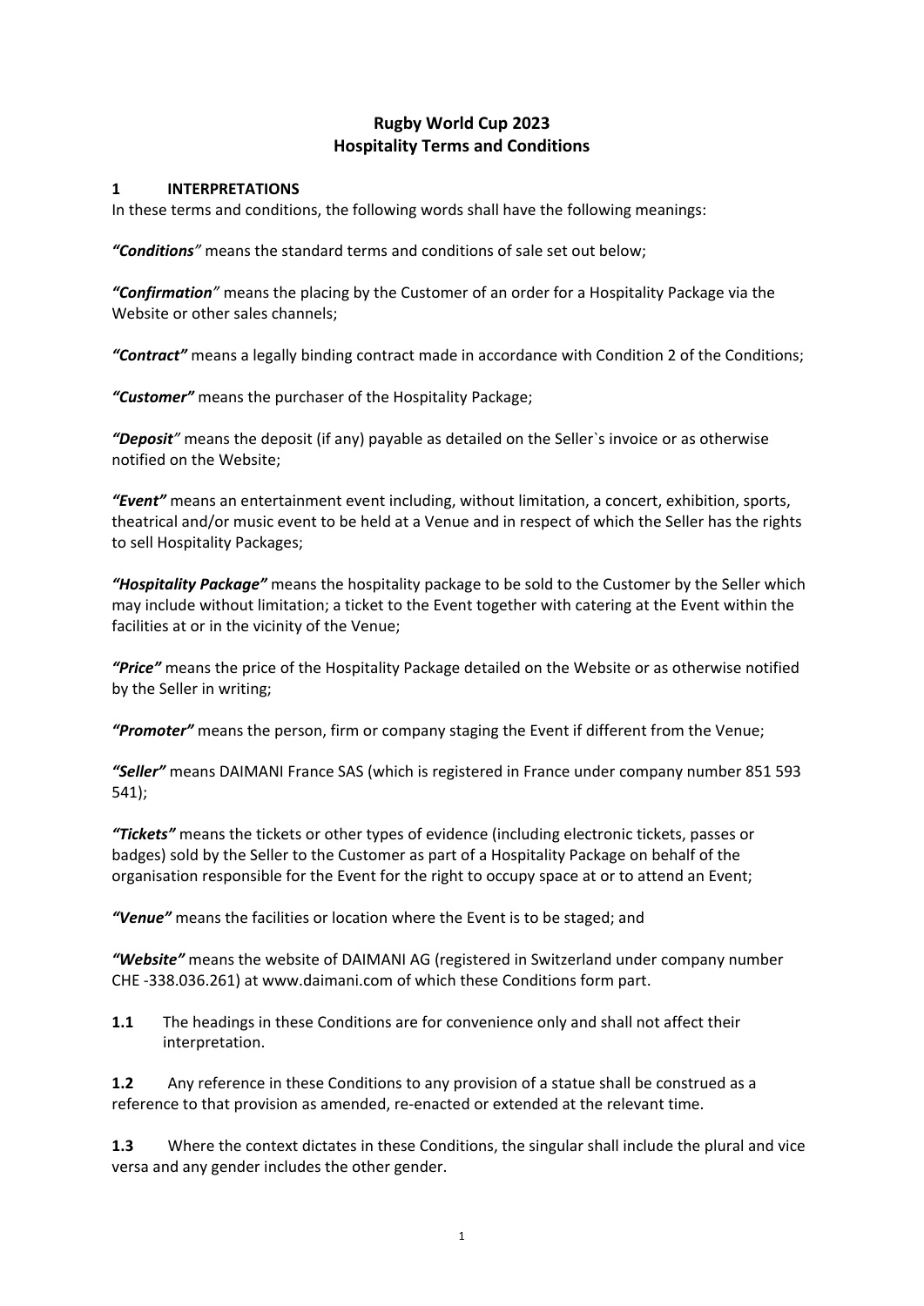# Rugby World Cup 2023
# Hospitality Terms and Conditions

## 1 INTERPRETATIONS

In these terms and conditions, the following words shall have the following meanings:

***"Conditions"*** means the standard terms and conditions of sale set out below;

***"Confirmation"*** means the placing by the Customer of an order for a Hospitality Package via the Website or other sales channels;

***"Contract"*** means a legally binding contract made in accordance with Condition 2 of the Conditions;

***"Customer"*** means the purchaser of the Hospitality Package;

***"Deposit"*** means the deposit (if any) payable as detailed on the Seller`s invoice or as otherwise notified on the Website;

***"Event"*** means an entertainment event including, without limitation, a concert, exhibition, sports, theatrical and/or music event to be held at a Venue and in respect of which the Seller has the rights to sell Hospitality Packages;

***"Hospitality Package"*** means the hospitality package to be sold to the Customer by the Seller which may include without limitation; a ticket to the Event together with catering at the Event within the facilities at or in the vicinity of the Venue;

***"Price"*** means the price of the Hospitality Package detailed on the Website or as otherwise notified by the Seller in writing;

***"Promoter"*** means the person, firm or company staging the Event if different from the Venue;

***"Seller"*** means DAIMANI France SAS (which is registered in France under company number 851 593 541);

***"Tickets"*** means the tickets or other types of evidence (including electronic tickets, passes or badges) sold by the Seller to the Customer as part of a Hospitality Package on behalf of the organisation responsible for the Event for the right to occupy space at or to attend an Event;

***"Venue"*** means the facilities or location where the Event is to be staged; and

***"Website"*** means the website of DAIMANI AG (registered in Switzerland under company number CHE -338.036.261) at www.daimani.com of which these Conditions form part.

**1.1** The headings in these Conditions are for convenience only and shall not affect their interpretation.

**1.2** Any reference in these Conditions to any provision of a statue shall be construed as a reference to that provision as amended, re-enacted or extended at the relevant time.

**1.3** Where the context dictates in these Conditions, the singular shall include the plural and vice versa and any gender includes the other gender.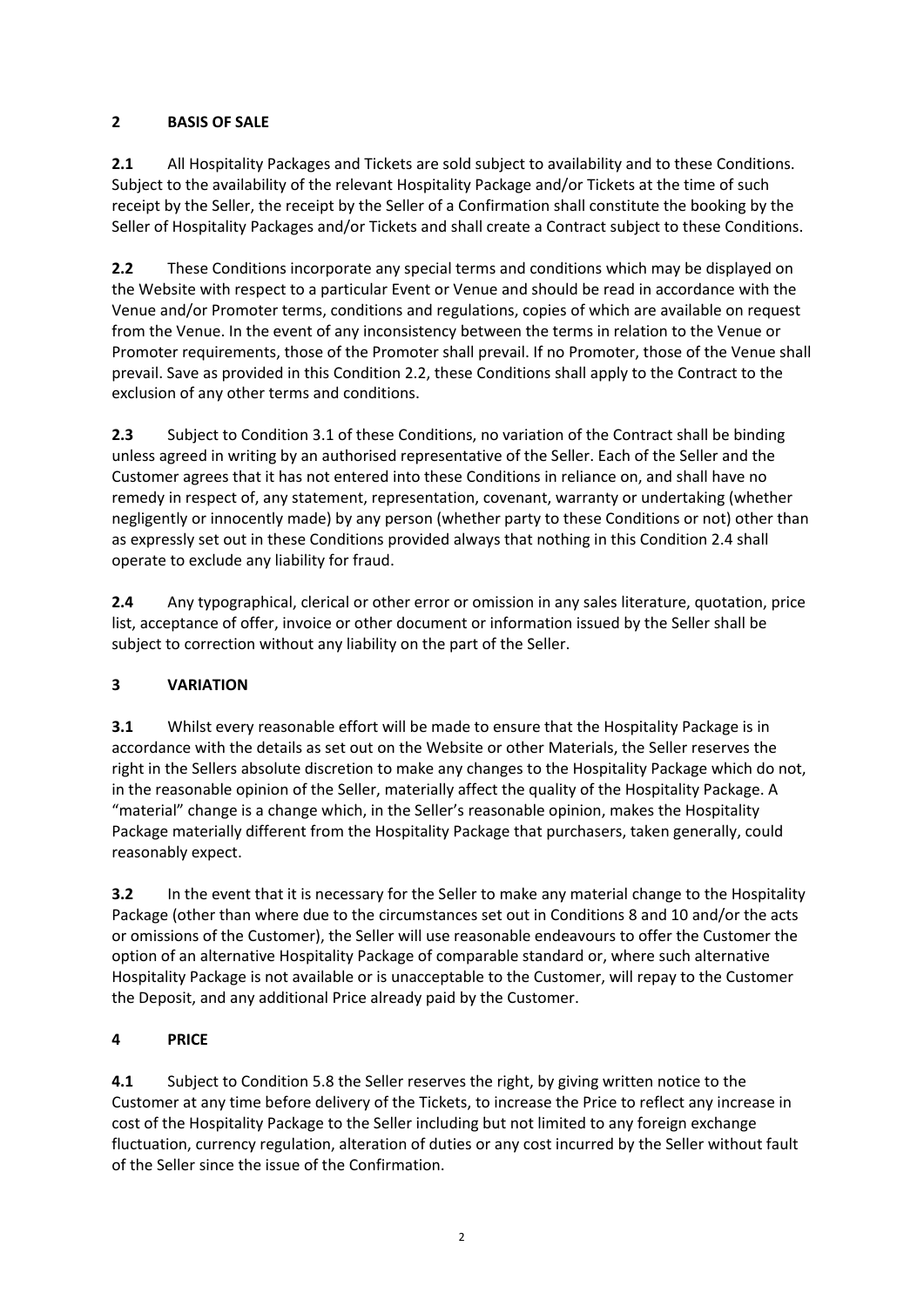## 2 BASIS OF SALE

**2.1** All Hospitality Packages and Tickets are sold subject to availability and to these Conditions. Subject to the availability of the relevant Hospitality Package and/or Tickets at the time of such receipt by the Seller, the receipt by the Seller of a Confirmation shall constitute the booking by the Seller of Hospitality Packages and/or Tickets and shall create a Contract subject to these Conditions.

**2.2** These Conditions incorporate any special terms and conditions which may be displayed on the Website with respect to a particular Event or Venue and should be read in accordance with the Venue and/or Promoter terms, conditions and regulations, copies of which are available on request from the Venue. In the event of any inconsistency between the terms in relation to the Venue or Promoter requirements, those of the Promoter shall prevail. If no Promoter, those of the Venue shall prevail. Save as provided in this Condition 2.2, these Conditions shall apply to the Contract to the exclusion of any other terms and conditions.

**2.3** Subject to Condition 3.1 of these Conditions, no variation of the Contract shall be binding unless agreed in writing by an authorised representative of the Seller. Each of the Seller and the Customer agrees that it has not entered into these Conditions in reliance on, and shall have no remedy in respect of, any statement, representation, covenant, warranty or undertaking (whether negligently or innocently made) by any person (whether party to these Conditions or not) other than as expressly set out in these Conditions provided always that nothing in this Condition 2.4 shall operate to exclude any liability for fraud.

**2.4** Any typographical, clerical or other error or omission in any sales literature, quotation, price list, acceptance of offer, invoice or other document or information issued by the Seller shall be subject to correction without any liability on the part of the Seller.

## 3 VARIATION

**3.1** Whilst every reasonable effort will be made to ensure that the Hospitality Package is in accordance with the details as set out on the Website or other Materials, the Seller reserves the right in the Sellers absolute discretion to make any changes to the Hospitality Package which do not, in the reasonable opinion of the Seller, materially affect the quality of the Hospitality Package. A "material" change is a change which, in the Seller's reasonable opinion, makes the Hospitality Package materially different from the Hospitality Package that purchasers, taken generally, could reasonably expect.

**3.2** In the event that it is necessary for the Seller to make any material change to the Hospitality Package (other than where due to the circumstances set out in Conditions 8 and 10 and/or the acts or omissions of the Customer), the Seller will use reasonable endeavours to offer the Customer the option of an alternative Hospitality Package of comparable standard or, where such alternative Hospitality Package is not available or is unacceptable to the Customer, will repay to the Customer the Deposit, and any additional Price already paid by the Customer.

## 4 PRICE

**4.1** Subject to Condition 5.8 the Seller reserves the right, by giving written notice to the Customer at any time before delivery of the Tickets, to increase the Price to reflect any increase in cost of the Hospitality Package to the Seller including but not limited to any foreign exchange fluctuation, currency regulation, alteration of duties or any cost incurred by the Seller without fault of the Seller since the issue of the Confirmation.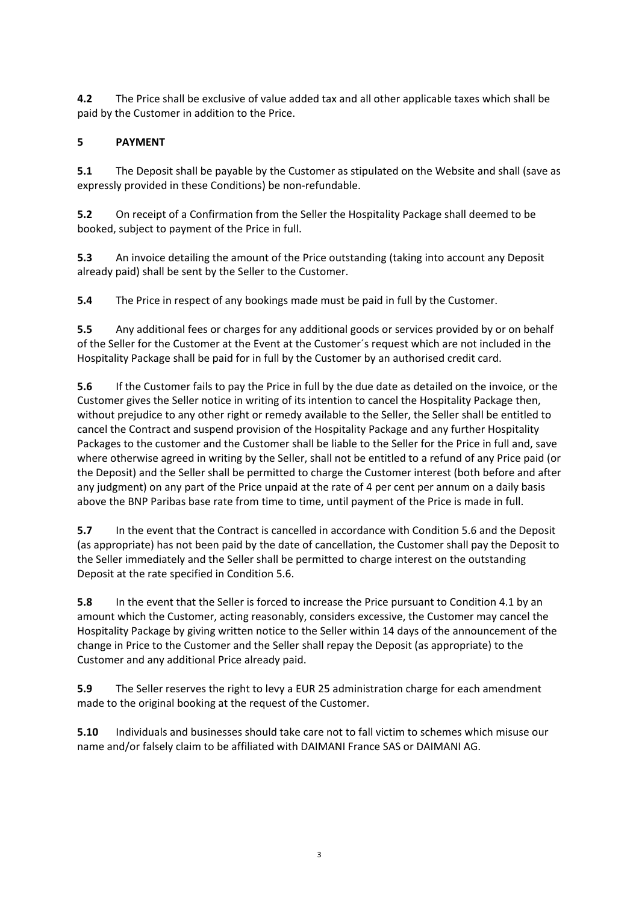**4.2** The Price shall be exclusive of value added tax and all other applicable taxes which shall be paid by the Customer in addition to the Price.

## 5 PAYMENT

**5.1** The Deposit shall be payable by the Customer as stipulated on the Website and shall (save as expressly provided in these Conditions) be non-refundable.

**5.2** On receipt of a Confirmation from the Seller the Hospitality Package shall deemed to be booked, subject to payment of the Price in full.

**5.3** An invoice detailing the amount of the Price outstanding (taking into account any Deposit already paid) shall be sent by the Seller to the Customer.

**5.4** The Price in respect of any bookings made must be paid in full by the Customer.

**5.5** Any additional fees or charges for any additional goods or services provided by or on behalf of the Seller for the Customer at the Event at the Customer´s request which are not included in the Hospitality Package shall be paid for in full by the Customer by an authorised credit card.

**5.6** If the Customer fails to pay the Price in full by the due date as detailed on the invoice, or the Customer gives the Seller notice in writing of its intention to cancel the Hospitality Package then, without prejudice to any other right or remedy available to the Seller, the Seller shall be entitled to cancel the Contract and suspend provision of the Hospitality Package and any further Hospitality Packages to the customer and the Customer shall be liable to the Seller for the Price in full and, save where otherwise agreed in writing by the Seller, shall not be entitled to a refund of any Price paid (or the Deposit) and the Seller shall be permitted to charge the Customer interest (both before and after any judgment) on any part of the Price unpaid at the rate of 4 per cent per annum on a daily basis above the BNP Paribas base rate from time to time, until payment of the Price is made in full.

**5.7** In the event that the Contract is cancelled in accordance with Condition 5.6 and the Deposit (as appropriate) has not been paid by the date of cancellation, the Customer shall pay the Deposit to the Seller immediately and the Seller shall be permitted to charge interest on the outstanding Deposit at the rate specified in Condition 5.6.

**5.8** In the event that the Seller is forced to increase the Price pursuant to Condition 4.1 by an amount which the Customer, acting reasonably, considers excessive, the Customer may cancel the Hospitality Package by giving written notice to the Seller within 14 days of the announcement of the change in Price to the Customer and the Seller shall repay the Deposit (as appropriate) to the Customer and any additional Price already paid.

**5.9** The Seller reserves the right to levy a EUR 25 administration charge for each amendment made to the original booking at the request of the Customer.

**5.10** Individuals and businesses should take care not to fall victim to schemes which misuse our name and/or falsely claim to be affiliated with DAIMANI France SAS or DAIMANI AG.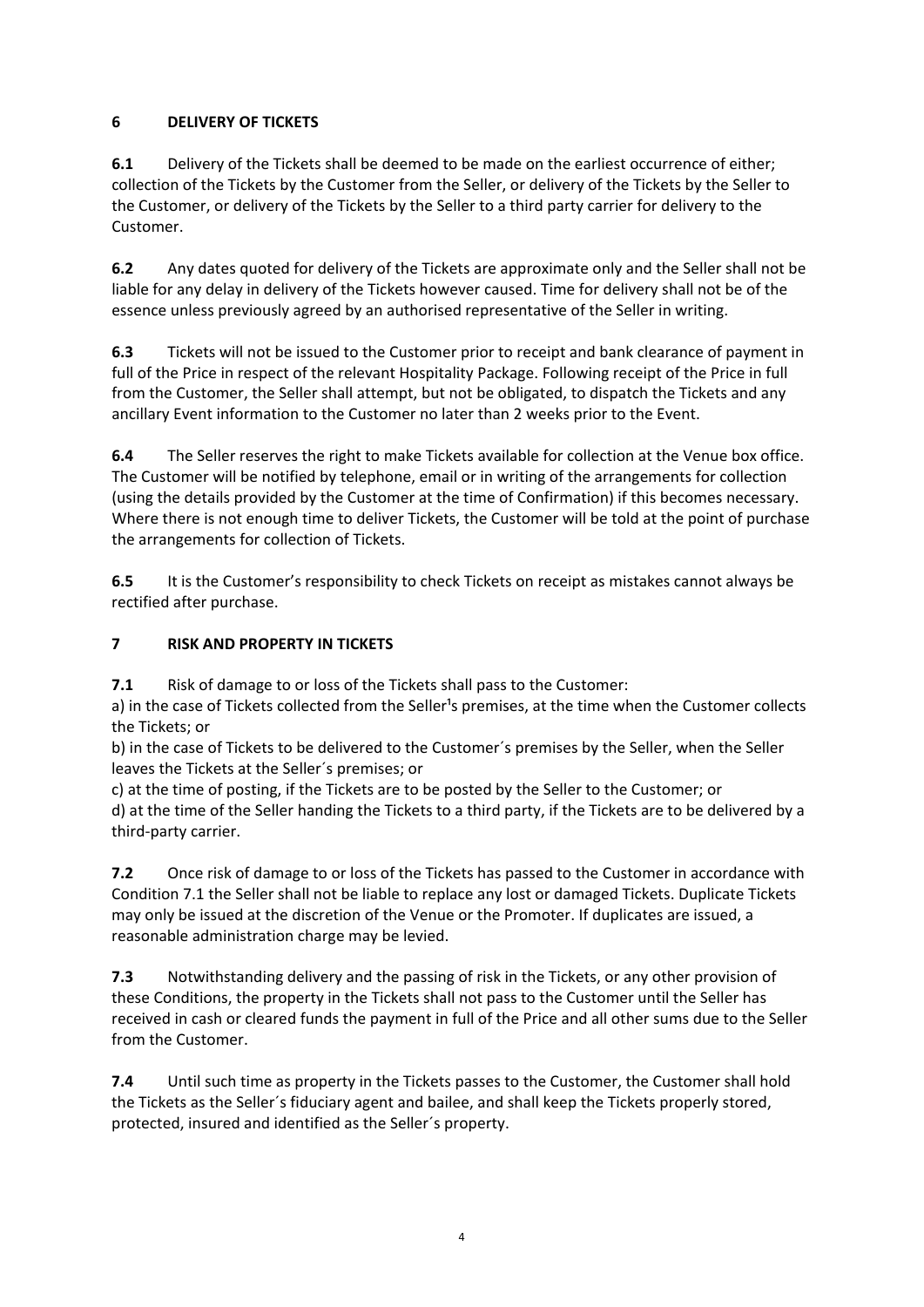## 6 DELIVERY OF TICKETS

**6.1** Delivery of the Tickets shall be deemed to be made on the earliest occurrence of either; collection of the Tickets by the Customer from the Seller, or delivery of the Tickets by the Seller to the Customer, or delivery of the Tickets by the Seller to a third party carrier for delivery to the Customer.

**6.2** Any dates quoted for delivery of the Tickets are approximate only and the Seller shall not be liable for any delay in delivery of the Tickets however caused. Time for delivery shall not be of the essence unless previously agreed by an authorised representative of the Seller in writing.

**6.3** Tickets will not be issued to the Customer prior to receipt and bank clearance of payment in full of the Price in respect of the relevant Hospitality Package. Following receipt of the Price in full from the Customer, the Seller shall attempt, but not be obligated, to dispatch the Tickets and any ancillary Event information to the Customer no later than 2 weeks prior to the Event.

**6.4** The Seller reserves the right to make Tickets available for collection at the Venue box office. The Customer will be notified by telephone, email or in writing of the arrangements for collection (using the details provided by the Customer at the time of Confirmation) if this becomes necessary. Where there is not enough time to deliver Tickets, the Customer will be told at the point of purchase the arrangements for collection of Tickets.

**6.5** It is the Customer's responsibility to check Tickets on receipt as mistakes cannot always be rectified after purchase.

## 7 RISK AND PROPERTY IN TICKETS

**7.1** Risk of damage to or loss of the Tickets shall pass to the Customer:
a) in the case of Tickets collected from the Seller¹s premises, at the time when the Customer collects the Tickets; or
b) in the case of Tickets to be delivered to the Customer´s premises by the Seller, when the Seller leaves the Tickets at the Seller´s premises; or
c) at the time of posting, if the Tickets are to be posted by the Seller to the Customer; or
d) at the time of the Seller handing the Tickets to a third party, if the Tickets are to be delivered by a third-party carrier.

**7.2** Once risk of damage to or loss of the Tickets has passed to the Customer in accordance with Condition 7.1 the Seller shall not be liable to replace any lost or damaged Tickets. Duplicate Tickets may only be issued at the discretion of the Venue or the Promoter. If duplicates are issued, a reasonable administration charge may be levied.

**7.3** Notwithstanding delivery and the passing of risk in the Tickets, or any other provision of these Conditions, the property in the Tickets shall not pass to the Customer until the Seller has received in cash or cleared funds the payment in full of the Price and all other sums due to the Seller from the Customer.

**7.4** Until such time as property in the Tickets passes to the Customer, the Customer shall hold the Tickets as the Seller´s fiduciary agent and bailee, and shall keep the Tickets properly stored, protected, insured and identified as the Seller´s property.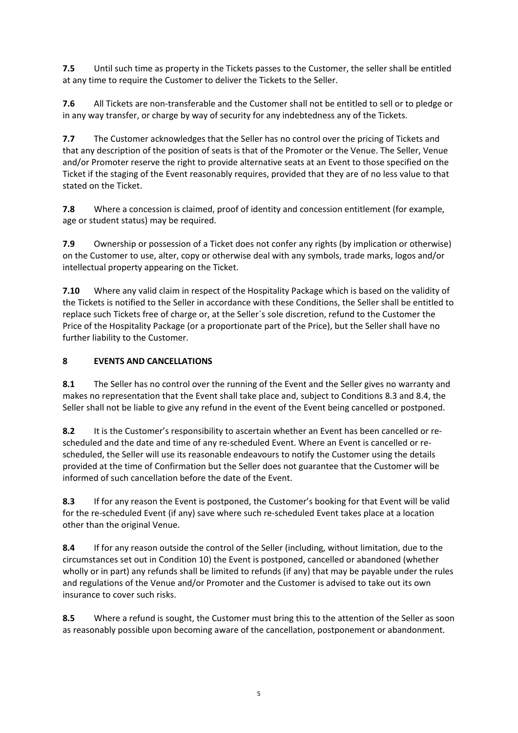**7.5** Until such time as property in the Tickets passes to the Customer, the seller shall be entitled at any time to require the Customer to deliver the Tickets to the Seller.

**7.6** All Tickets are non-transferable and the Customer shall not be entitled to sell or to pledge or in any way transfer, or charge by way of security for any indebtedness any of the Tickets.

**7.7** The Customer acknowledges that the Seller has no control over the pricing of Tickets and that any description of the position of seats is that of the Promoter or the Venue. The Seller, Venue and/or Promoter reserve the right to provide alternative seats at an Event to those specified on the Ticket if the staging of the Event reasonably requires, provided that they are of no less value to that stated on the Ticket.

**7.8** Where a concession is claimed, proof of identity and concession entitlement (for example, age or student status) may be required.

**7.9** Ownership or possession of a Ticket does not confer any rights (by implication or otherwise) on the Customer to use, alter, copy or otherwise deal with any symbols, trade marks, logos and/or intellectual property appearing on the Ticket.

**7.10** Where any valid claim in respect of the Hospitality Package which is based on the validity of the Tickets is notified to the Seller in accordance with these Conditions, the Seller shall be entitled to replace such Tickets free of charge or, at the Seller´s sole discretion, refund to the Customer the Price of the Hospitality Package (or a proportionate part of the Price), but the Seller shall have no further liability to the Customer.

## 8 EVENTS AND CANCELLATIONS

**8.1** The Seller has no control over the running of the Event and the Seller gives no warranty and makes no representation that the Event shall take place and, subject to Conditions 8.3 and 8.4, the Seller shall not be liable to give any refund in the event of the Event being cancelled or postponed.

**8.2** It is the Customer's responsibility to ascertain whether an Event has been cancelled or re-scheduled and the date and time of any re-scheduled Event. Where an Event is cancelled or re-scheduled, the Seller will use its reasonable endeavours to notify the Customer using the details provided at the time of Confirmation but the Seller does not guarantee that the Customer will be informed of such cancellation before the date of the Event.

**8.3** If for any reason the Event is postponed, the Customer's booking for that Event will be valid for the re-scheduled Event (if any) save where such re-scheduled Event takes place at a location other than the original Venue.

**8.4** If for any reason outside the control of the Seller (including, without limitation, due to the circumstances set out in Condition 10) the Event is postponed, cancelled or abandoned (whether wholly or in part) any refunds shall be limited to refunds (if any) that may be payable under the rules and regulations of the Venue and/or Promoter and the Customer is advised to take out its own insurance to cover such risks.

**8.5** Where a refund is sought, the Customer must bring this to the attention of the Seller as soon as reasonably possible upon becoming aware of the cancellation, postponement or abandonment.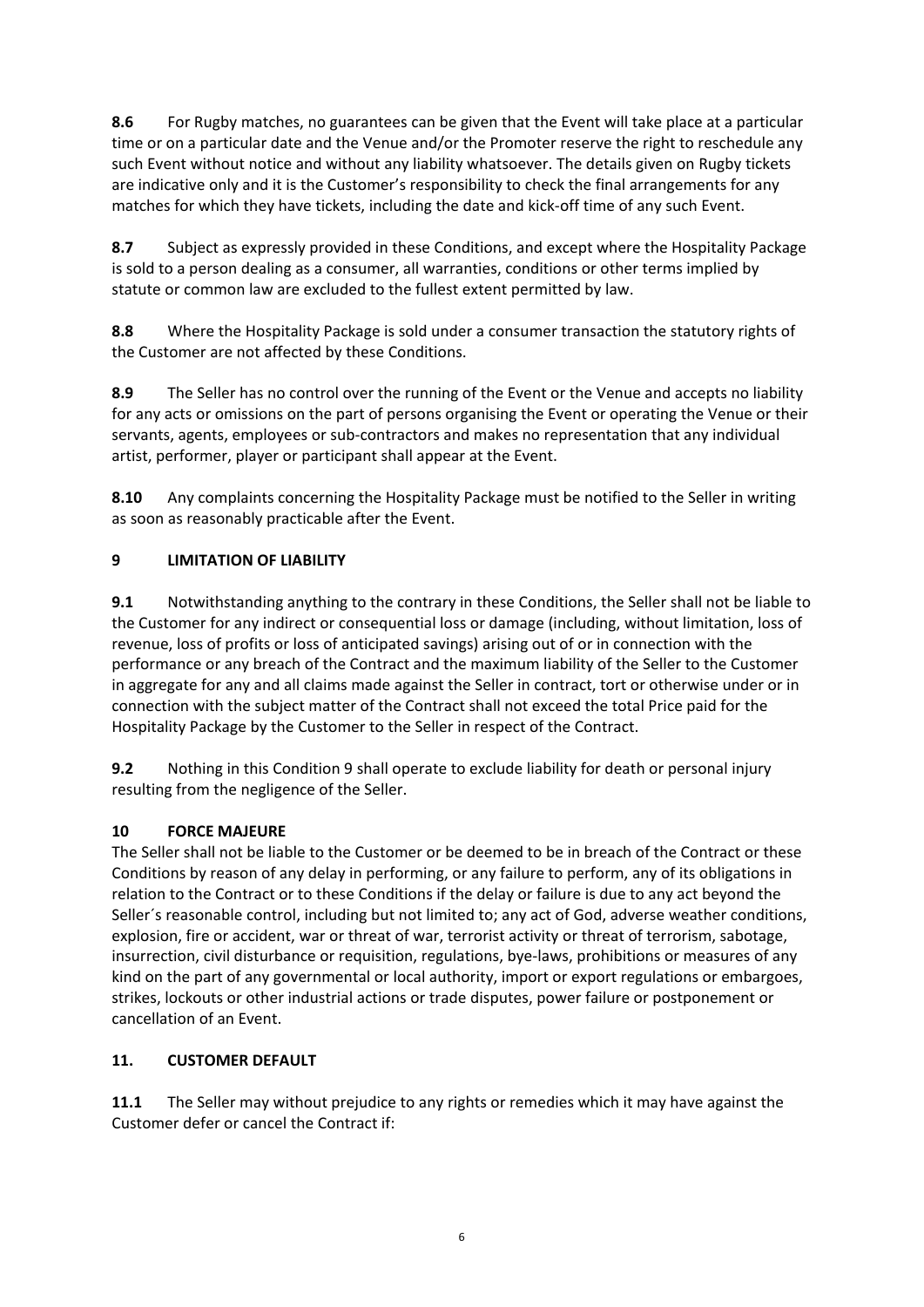**8.6** For Rugby matches, no guarantees can be given that the Event will take place at a particular time or on a particular date and the Venue and/or the Promoter reserve the right to reschedule any such Event without notice and without any liability whatsoever. The details given on Rugby tickets are indicative only and it is the Customer's responsibility to check the final arrangements for any matches for which they have tickets, including the date and kick-off time of any such Event.

**8.7** Subject as expressly provided in these Conditions, and except where the Hospitality Package is sold to a person dealing as a consumer, all warranties, conditions or other terms implied by statute or common law are excluded to the fullest extent permitted by law.

**8.8** Where the Hospitality Package is sold under a consumer transaction the statutory rights of the Customer are not affected by these Conditions.

**8.9** The Seller has no control over the running of the Event or the Venue and accepts no liability for any acts or omissions on the part of persons organising the Event or operating the Venue or their servants, agents, employees or sub-contractors and makes no representation that any individual artist, performer, player or participant shall appear at the Event.

**8.10** Any complaints concerning the Hospitality Package must be notified to the Seller in writing as soon as reasonably practicable after the Event.

## 9 LIMITATION OF LIABILITY

**9.1** Notwithstanding anything to the contrary in these Conditions, the Seller shall not be liable to the Customer for any indirect or consequential loss or damage (including, without limitation, loss of revenue, loss of profits or loss of anticipated savings) arising out of or in connection with the performance or any breach of the Contract and the maximum liability of the Seller to the Customer in aggregate for any and all claims made against the Seller in contract, tort or otherwise under or in connection with the subject matter of the Contract shall not exceed the total Price paid for the Hospitality Package by the Customer to the Seller in respect of the Contract.

**9.2** Nothing in this Condition 9 shall operate to exclude liability for death or personal injury resulting from the negligence of the Seller.

## 10 FORCE MAJEURE

The Seller shall not be liable to the Customer or be deemed to be in breach of the Contract or these Conditions by reason of any delay in performing, or any failure to perform, any of its obligations in relation to the Contract or to these Conditions if the delay or failure is due to any act beyond the Seller´s reasonable control, including but not limited to; any act of God, adverse weather conditions, explosion, fire or accident, war or threat of war, terrorist activity or threat of terrorism, sabotage, insurrection, civil disturbance or requisition, regulations, bye-laws, prohibitions or measures of any kind on the part of any governmental or local authority, import or export regulations or embargoes, strikes, lockouts or other industrial actions or trade disputes, power failure or postponement or cancellation of an Event.

## 11. CUSTOMER DEFAULT

**11.1** The Seller may without prejudice to any rights or remedies which it may have against the Customer defer or cancel the Contract if: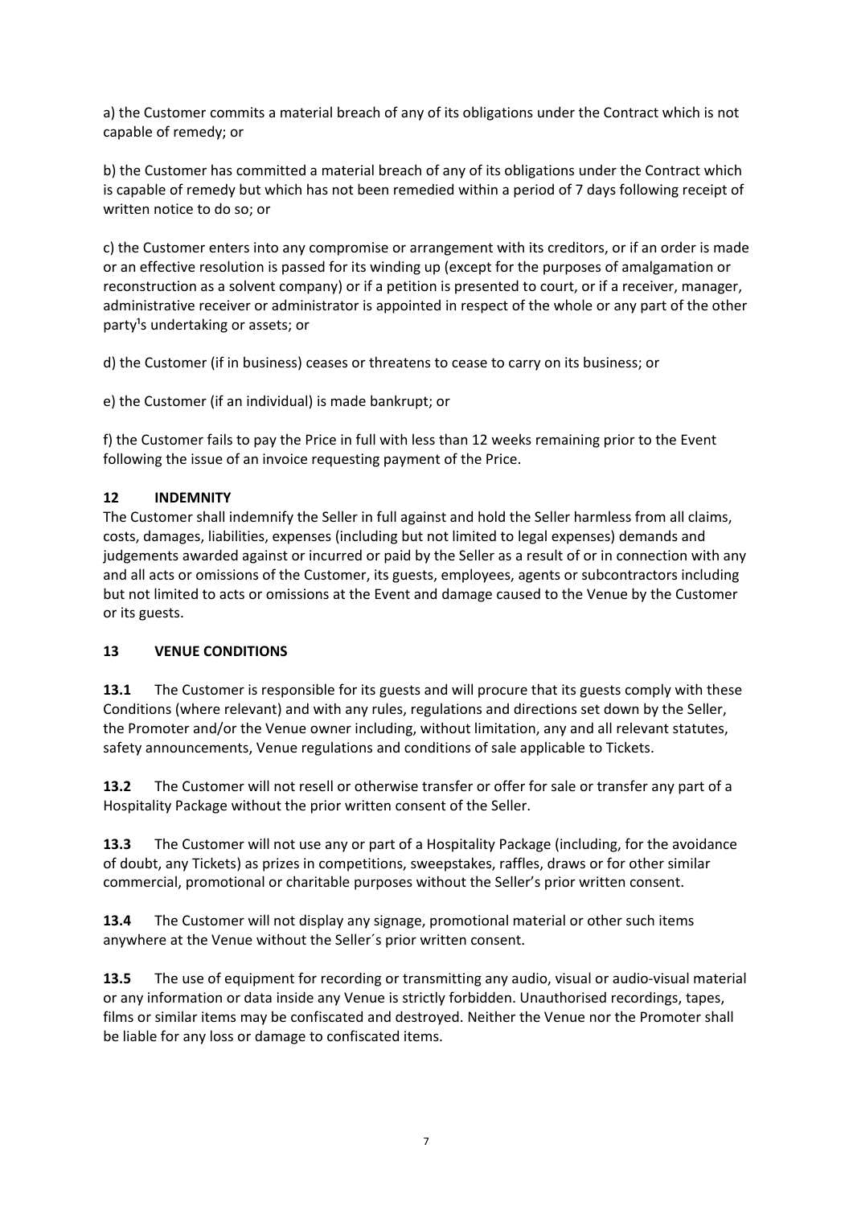a) the Customer commits a material breach of any of its obligations under the Contract which is not capable of remedy; or

b) the Customer has committed a material breach of any of its obligations under the Contract which is capable of remedy but which has not been remedied within a period of 7 days following receipt of written notice to do so; or

c) the Customer enters into any compromise or arrangement with its creditors, or if an order is made or an effective resolution is passed for its winding up (except for the purposes of amalgamation or reconstruction as a solvent company) or if a petition is presented to court, or if a receiver, manager, administrative receiver or administrator is appointed in respect of the whole or any part of the other party¹s undertaking or assets; or

d) the Customer (if in business) ceases or threatens to cease to carry on its business; or

e) the Customer (if an individual) is made bankrupt; or

f) the Customer fails to pay the Price in full with less than 12 weeks remaining prior to the Event following the issue of an invoice requesting payment of the Price.

## 12 INDEMNITY

The Customer shall indemnify the Seller in full against and hold the Seller harmless from all claims, costs, damages, liabilities, expenses (including but not limited to legal expenses) demands and judgements awarded against or incurred or paid by the Seller as a result of or in connection with any and all acts or omissions of the Customer, its guests, employees, agents or subcontractors including but not limited to acts or omissions at the Event and damage caused to the Venue by the Customer or its guests.

## 13 VENUE CONDITIONS

**13.1** The Customer is responsible for its guests and will procure that its guests comply with these Conditions (where relevant) and with any rules, regulations and directions set down by the Seller, the Promoter and/or the Venue owner including, without limitation, any and all relevant statutes, safety announcements, Venue regulations and conditions of sale applicable to Tickets.

**13.2** The Customer will not resell or otherwise transfer or offer for sale or transfer any part of a Hospitality Package without the prior written consent of the Seller.

**13.3** The Customer will not use any or part of a Hospitality Package (including, for the avoidance of doubt, any Tickets) as prizes in competitions, sweepstakes, raffles, draws or for other similar commercial, promotional or charitable purposes without the Seller's prior written consent.

**13.4** The Customer will not display any signage, promotional material or other such items anywhere at the Venue without the Seller´s prior written consent.

**13.5** The use of equipment for recording or transmitting any audio, visual or audio-visual material or any information or data inside any Venue is strictly forbidden. Unauthorised recordings, tapes, films or similar items may be confiscated and destroyed. Neither the Venue nor the Promoter shall be liable for any loss or damage to confiscated items.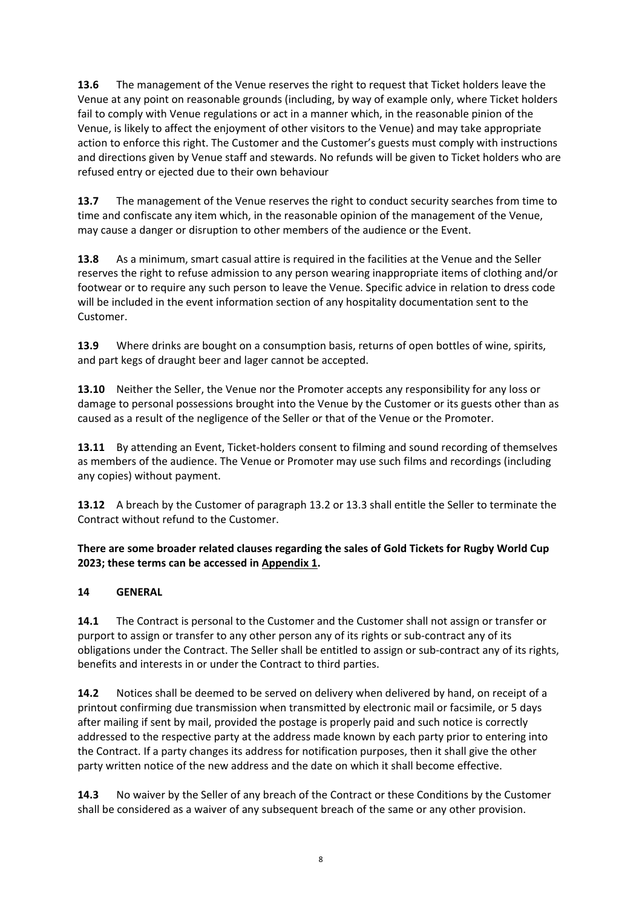**13.6** The management of the Venue reserves the right to request that Ticket holders leave the Venue at any point on reasonable grounds (including, by way of example only, where Ticket holders fail to comply with Venue regulations or act in a manner which, in the reasonable pinion of the Venue, is likely to affect the enjoyment of other visitors to the Venue) and may take appropriate action to enforce this right. The Customer and the Customer's guests must comply with instructions and directions given by Venue staff and stewards. No refunds will be given to Ticket holders who are refused entry or ejected due to their own behaviour

**13.7** The management of the Venue reserves the right to conduct security searches from time to time and confiscate any item which, in the reasonable opinion of the management of the Venue, may cause a danger or disruption to other members of the audience or the Event.

**13.8** As a minimum, smart casual attire is required in the facilities at the Venue and the Seller reserves the right to refuse admission to any person wearing inappropriate items of clothing and/or footwear or to require any such person to leave the Venue. Specific advice in relation to dress code will be included in the event information section of any hospitality documentation sent to the Customer.

**13.9** Where drinks are bought on a consumption basis, returns of open bottles of wine, spirits, and part kegs of draught beer and lager cannot be accepted.

**13.10** Neither the Seller, the Venue nor the Promoter accepts any responsibility for any loss or damage to personal possessions brought into the Venue by the Customer or its guests other than as caused as a result of the negligence of the Seller or that of the Venue or the Promoter.

**13.11** By attending an Event, Ticket-holders consent to filming and sound recording of themselves as members of the audience. The Venue or Promoter may use such films and recordings (including any copies) without payment.

**13.12** A breach by the Customer of paragraph 13.2 or 13.3 shall entitle the Seller to terminate the Contract without refund to the Customer.

**There are some broader related clauses regarding the sales of Gold Tickets for Rugby World Cup 2023; these terms can be accessed in Appendix 1.**

## 14 GENERAL

**14.1** The Contract is personal to the Customer and the Customer shall not assign or transfer or purport to assign or transfer to any other person any of its rights or sub-contract any of its obligations under the Contract. The Seller shall be entitled to assign or sub-contract any of its rights, benefits and interests in or under the Contract to third parties.

**14.2** Notices shall be deemed to be served on delivery when delivered by hand, on receipt of a printout confirming due transmission when transmitted by electronic mail or facsimile, or 5 days after mailing if sent by mail, provided the postage is properly paid and such notice is correctly addressed to the respective party at the address made known by each party prior to entering into the Contract. If a party changes its address for notification purposes, then it shall give the other party written notice of the new address and the date on which it shall become effective.

**14.3** No waiver by the Seller of any breach of the Contract or these Conditions by the Customer shall be considered as a waiver of any subsequent breach of the same or any other provision.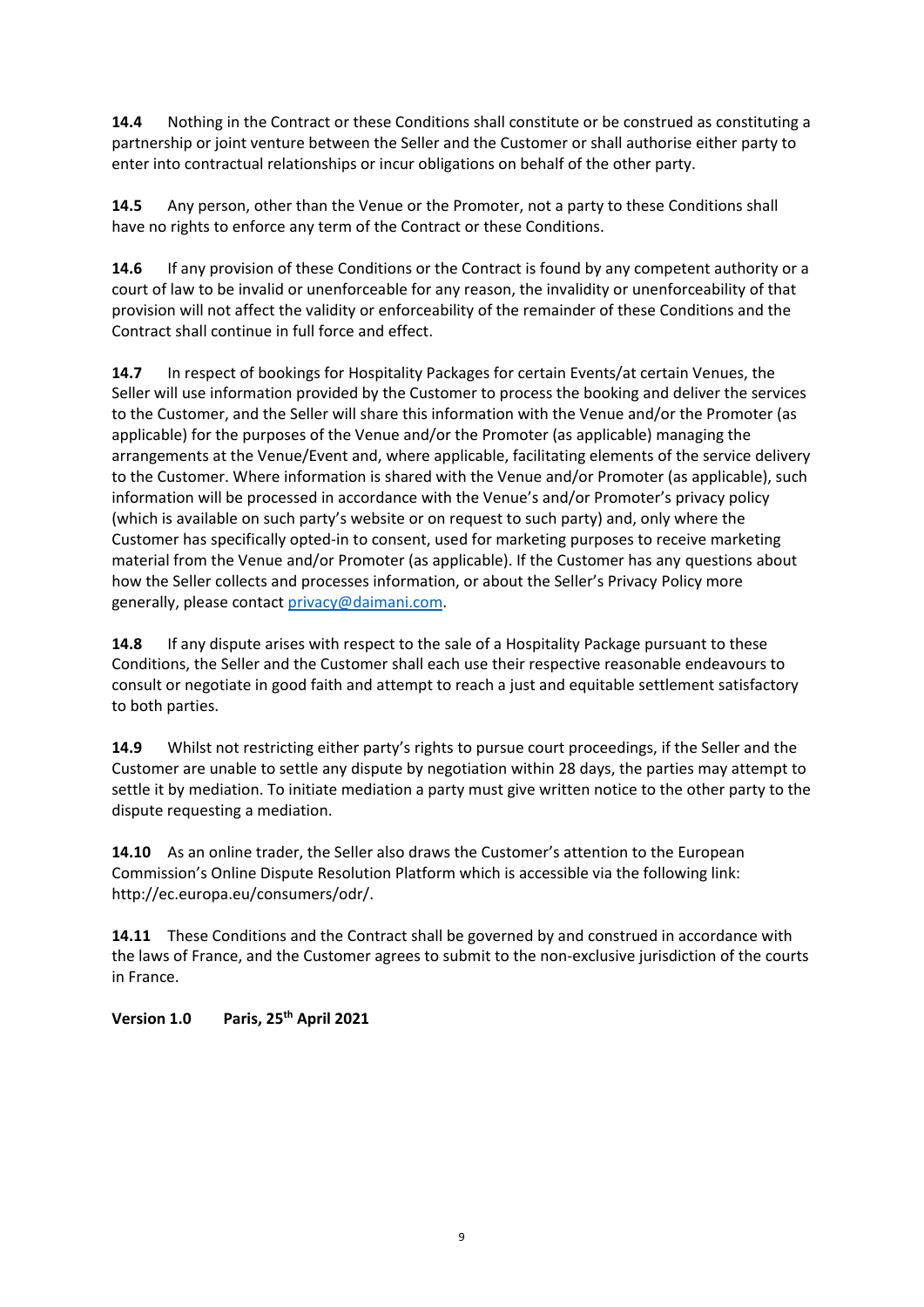**14.4** Nothing in the Contract or these Conditions shall constitute or be construed as constituting a partnership or joint venture between the Seller and the Customer or shall authorise either party to enter into contractual relationships or incur obligations on behalf of the other party.

**14.5** Any person, other than the Venue or the Promoter, not a party to these Conditions shall have no rights to enforce any term of the Contract or these Conditions.

**14.6** If any provision of these Conditions or the Contract is found by any competent authority or a court of law to be invalid or unenforceable for any reason, the invalidity or unenforceability of that provision will not affect the validity or enforceability of the remainder of these Conditions and the Contract shall continue in full force and effect.

**14.7** In respect of bookings for Hospitality Packages for certain Events/at certain Venues, the Seller will use information provided by the Customer to process the booking and deliver the services to the Customer, and the Seller will share this information with the Venue and/or the Promoter (as applicable) for the purposes of the Venue and/or the Promoter (as applicable) managing the arrangements at the Venue/Event and, where applicable, facilitating elements of the service delivery to the Customer. Where information is shared with the Venue and/or Promoter (as applicable), such information will be processed in accordance with the Venue's and/or Promoter's privacy policy (which is available on such party's website or on request to such party) and, only where the Customer has specifically opted-in to consent, used for marketing purposes to receive marketing material from the Venue and/or Promoter (as applicable). If the Customer has any questions about how the Seller collects and processes information, or about the Seller's Privacy Policy more generally, please contact privacy@daimani.com.

**14.8** If any dispute arises with respect to the sale of a Hospitality Package pursuant to these Conditions, the Seller and the Customer shall each use their respective reasonable endeavours to consult or negotiate in good faith and attempt to reach a just and equitable settlement satisfactory to both parties.

**14.9** Whilst not restricting either party's rights to pursue court proceedings, if the Seller and the Customer are unable to settle any dispute by negotiation within 28 days, the parties may attempt to settle it by mediation. To initiate mediation a party must give written notice to the other party to the dispute requesting a mediation.

**14.10** As an online trader, the Seller also draws the Customer's attention to the European Commission's Online Dispute Resolution Platform which is accessible via the following link: http://ec.europa.eu/consumers/odr/.

**14.11** These Conditions and the Contract shall be governed by and construed in accordance with the laws of France, and the Customer agrees to submit to the non-exclusive jurisdiction of the courts in France.

**Version 1.0 Paris, 25th April 2021**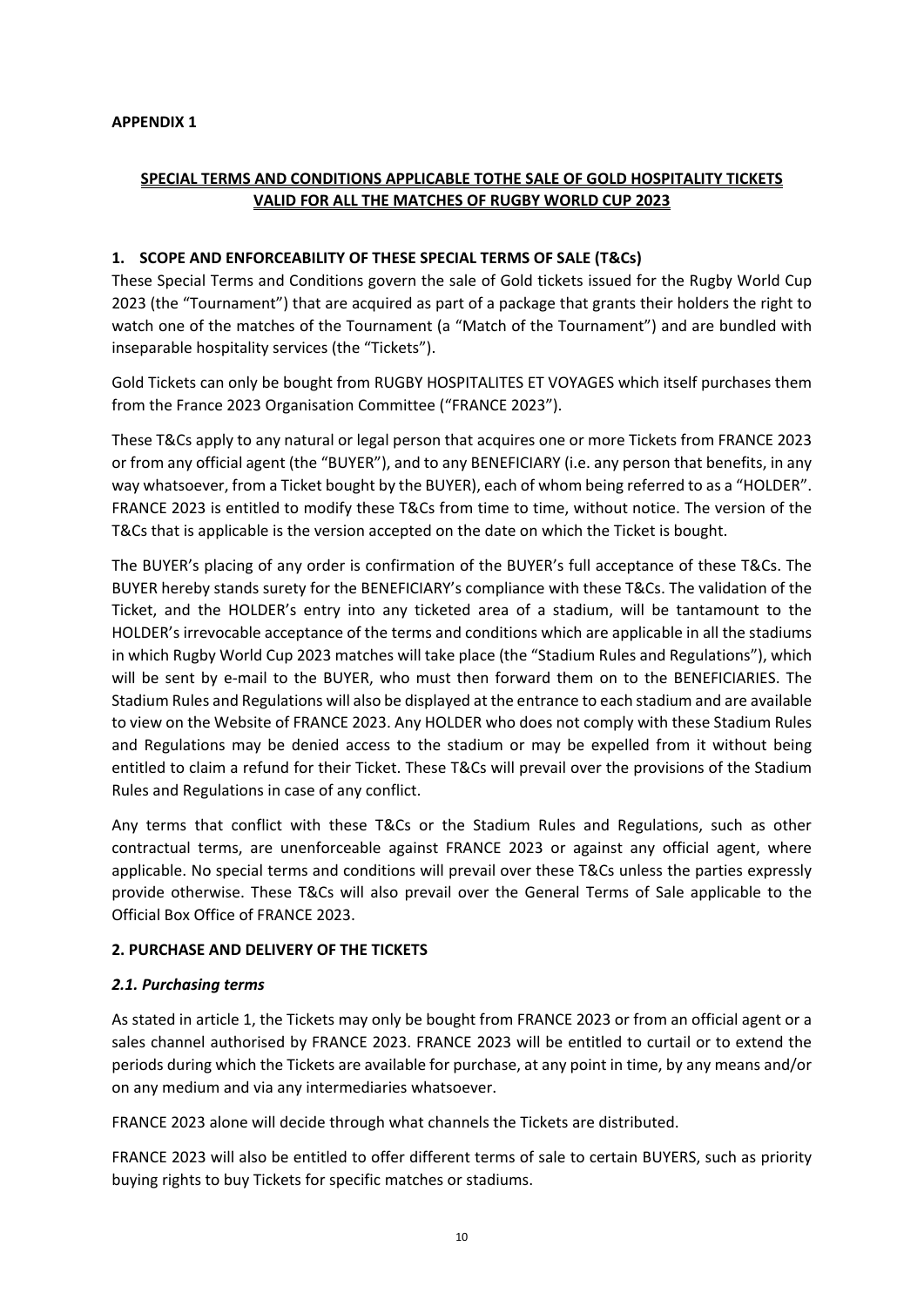**APPENDIX 1**

## SPECIAL TERMS AND CONDITIONS APPLICABLE TOTHE SALE OF GOLD HOSPITALITY TICKETS VALID FOR ALL THE MATCHES OF RUGBY WORLD CUP 2023

### 1. SCOPE AND ENFORCEABILITY OF THESE SPECIAL TERMS OF SALE (T&Cs)

These Special Terms and Conditions govern the sale of Gold tickets issued for the Rugby World Cup 2023 (the "Tournament") that are acquired as part of a package that grants their holders the right to watch one of the matches of the Tournament (a "Match of the Tournament") and are bundled with inseparable hospitality services (the "Tickets").

Gold Tickets can only be bought from RUGBY HOSPITALITES ET VOYAGES which itself purchases them from the France 2023 Organisation Committee ("FRANCE 2023").

These T&Cs apply to any natural or legal person that acquires one or more Tickets from FRANCE 2023 or from any official agent (the "BUYER"), and to any BENEFICIARY (i.e. any person that benefits, in any way whatsoever, from a Ticket bought by the BUYER), each of whom being referred to as a "HOLDER". FRANCE 2023 is entitled to modify these T&Cs from time to time, without notice. The version of the T&Cs that is applicable is the version accepted on the date on which the Ticket is bought.

The BUYER's placing of any order is confirmation of the BUYER's full acceptance of these T&Cs. The BUYER hereby stands surety for the BENEFICIARY's compliance with these T&Cs. The validation of the Ticket, and the HOLDER's entry into any ticketed area of a stadium, will be tantamount to the HOLDER's irrevocable acceptance of the terms and conditions which are applicable in all the stadiums in which Rugby World Cup 2023 matches will take place (the "Stadium Rules and Regulations"), which will be sent by e-mail to the BUYER, who must then forward them on to the BENEFICIARIES. The Stadium Rules and Regulations will also be displayed at the entrance to each stadium and are available to view on the Website of FRANCE 2023. Any HOLDER who does not comply with these Stadium Rules and Regulations may be denied access to the stadium or may be expelled from it without being entitled to claim a refund for their Ticket. These T&Cs will prevail over the provisions of the Stadium Rules and Regulations in case of any conflict.

Any terms that conflict with these T&Cs or the Stadium Rules and Regulations, such as other contractual terms, are unenforceable against FRANCE 2023 or against any official agent, where applicable. No special terms and conditions will prevail over these T&Cs unless the parties expressly provide otherwise. These T&Cs will also prevail over the General Terms of Sale applicable to the Official Box Office of FRANCE 2023.

### 2. PURCHASE AND DELIVERY OF THE TICKETS

#### *2.1. Purchasing terms*

As stated in article 1, the Tickets may only be bought from FRANCE 2023 or from an official agent or a sales channel authorised by FRANCE 2023. FRANCE 2023 will be entitled to curtail or to extend the periods during which the Tickets are available for purchase, at any point in time, by any means and/or on any medium and via any intermediaries whatsoever.

FRANCE 2023 alone will decide through what channels the Tickets are distributed.

FRANCE 2023 will also be entitled to offer different terms of sale to certain BUYERS, such as priority buying rights to buy Tickets for specific matches or stadiums.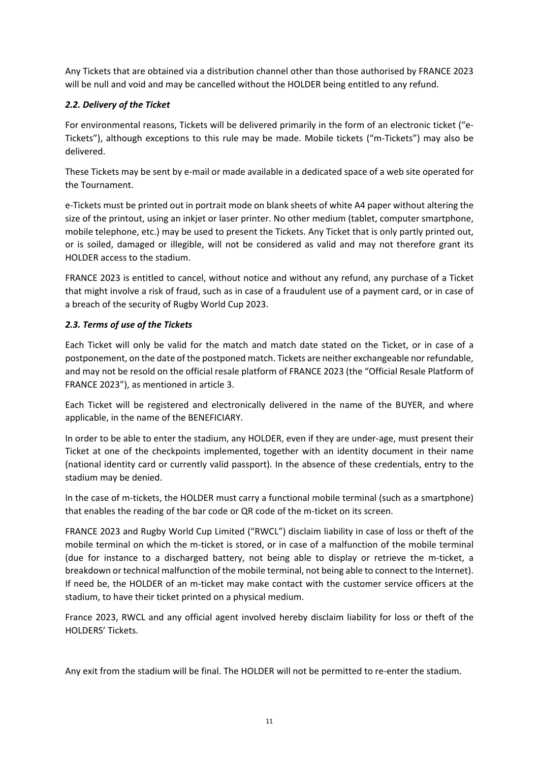Any Tickets that are obtained via a distribution channel other than those authorised by FRANCE 2023 will be null and void and may be cancelled without the HOLDER being entitled to any refund.

### *2.2. Delivery of the Ticket*

For environmental reasons, Tickets will be delivered primarily in the form of an electronic ticket ("e-Tickets"), although exceptions to this rule may be made. Mobile tickets ("m-Tickets") may also be delivered.

These Tickets may be sent by e-mail or made available in a dedicated space of a web site operated for the Tournament.

e-Tickets must be printed out in portrait mode on blank sheets of white A4 paper without altering the size of the printout, using an inkjet or laser printer. No other medium (tablet, computer smartphone, mobile telephone, etc.) may be used to present the Tickets. Any Ticket that is only partly printed out, or is soiled, damaged or illegible, will not be considered as valid and may not therefore grant its HOLDER access to the stadium.

FRANCE 2023 is entitled to cancel, without notice and without any refund, any purchase of a Ticket that might involve a risk of fraud, such as in case of a fraudulent use of a payment card, or in case of a breach of the security of Rugby World Cup 2023.

### *2.3. Terms of use of the Tickets*

Each Ticket will only be valid for the match and match date stated on the Ticket, or in case of a postponement, on the date of the postponed match. Tickets are neither exchangeable nor refundable, and may not be resold on the official resale platform of FRANCE 2023 (the "Official Resale Platform of FRANCE 2023"), as mentioned in article 3.

Each Ticket will be registered and electronically delivered in the name of the BUYER, and where applicable, in the name of the BENEFICIARY.

In order to be able to enter the stadium, any HOLDER, even if they are under-age, must present their Ticket at one of the checkpoints implemented, together with an identity document in their name (national identity card or currently valid passport). In the absence of these credentials, entry to the stadium may be denied.

In the case of m-tickets, the HOLDER must carry a functional mobile terminal (such as a smartphone) that enables the reading of the bar code or QR code of the m-ticket on its screen.

FRANCE 2023 and Rugby World Cup Limited ("RWCL") disclaim liability in case of loss or theft of the mobile terminal on which the m-ticket is stored, or in case of a malfunction of the mobile terminal (due for instance to a discharged battery, not being able to display or retrieve the m-ticket, a breakdown or technical malfunction of the mobile terminal, not being able to connect to the Internet). If need be, the HOLDER of an m-ticket may make contact with the customer service officers at the stadium, to have their ticket printed on a physical medium.

France 2023, RWCL and any official agent involved hereby disclaim liability for loss or theft of the HOLDERS' Tickets.

Any exit from the stadium will be final. The HOLDER will not be permitted to re-enter the stadium.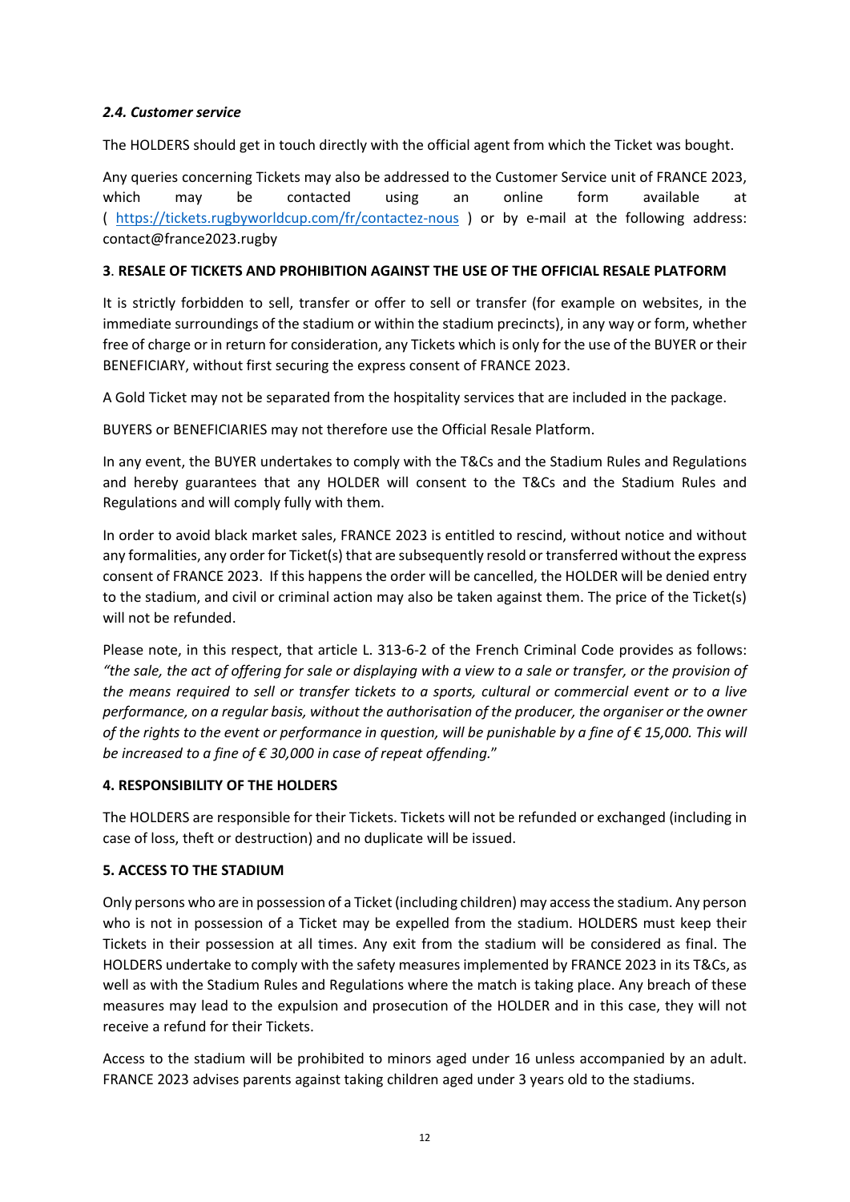### *2.4. Customer service*

The HOLDERS should get in touch directly with the official agent from which the Ticket was bought.

Any queries concerning Tickets may also be addressed to the Customer Service unit of FRANCE 2023, which may be contacted using an online form available at ( https://tickets.rugbyworldcup.com/fr/contactez-nous ) or by e-mail at the following address: contact@france2023.rugby

## 3. RESALE OF TICKETS AND PROHIBITION AGAINST THE USE OF THE OFFICIAL RESALE PLATFORM

It is strictly forbidden to sell, transfer or offer to sell or transfer (for example on websites, in the immediate surroundings of the stadium or within the stadium precincts), in any way or form, whether free of charge or in return for consideration, any Tickets which is only for the use of the BUYER or their BENEFICIARY, without first securing the express consent of FRANCE 2023.

A Gold Ticket may not be separated from the hospitality services that are included in the package.

BUYERS or BENEFICIARIES may not therefore use the Official Resale Platform.

In any event, the BUYER undertakes to comply with the T&Cs and the Stadium Rules and Regulations and hereby guarantees that any HOLDER will consent to the T&Cs and the Stadium Rules and Regulations and will comply fully with them.

In order to avoid black market sales, FRANCE 2023 is entitled to rescind, without notice and without any formalities, any order for Ticket(s) that are subsequently resold or transferred without the express consent of FRANCE 2023. If this happens the order will be cancelled, the HOLDER will be denied entry to the stadium, and civil or criminal action may also be taken against them. The price of the Ticket(s) will not be refunded.

Please note, in this respect, that article L. 313-6-2 of the French Criminal Code provides as follows: *"the sale, the act of offering for sale or displaying with a view to a sale or transfer, or the provision of the means required to sell or transfer tickets to a sports, cultural or commercial event or to a live performance, on a regular basis, without the authorisation of the producer, the organiser or the owner of the rights to the event or performance in question, will be punishable by a fine of € 15,000. This will be increased to a fine of € 30,000 in case of repeat offending.*"

## 4. RESPONSIBILITY OF THE HOLDERS

The HOLDERS are responsible for their Tickets. Tickets will not be refunded or exchanged (including in case of loss, theft or destruction) and no duplicate will be issued.

## 5. ACCESS TO THE STADIUM

Only persons who are in possession of a Ticket (including children) may access the stadium. Any person who is not in possession of a Ticket may be expelled from the stadium. HOLDERS must keep their Tickets in their possession at all times. Any exit from the stadium will be considered as final. The HOLDERS undertake to comply with the safety measures implemented by FRANCE 2023 in its T&Cs, as well as with the Stadium Rules and Regulations where the match is taking place. Any breach of these measures may lead to the expulsion and prosecution of the HOLDER and in this case, they will not receive a refund for their Tickets.

Access to the stadium will be prohibited to minors aged under 16 unless accompanied by an adult. FRANCE 2023 advises parents against taking children aged under 3 years old to the stadiums.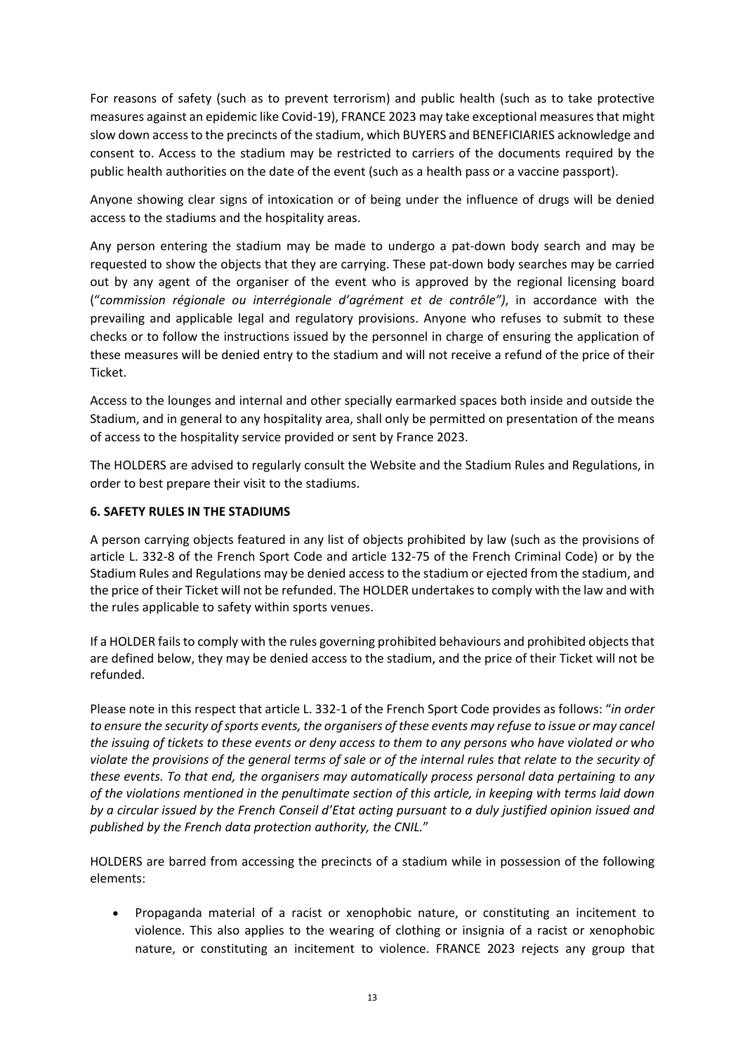For reasons of safety (such as to prevent terrorism) and public health (such as to take protective measures against an epidemic like Covid-19), FRANCE 2023 may take exceptional measures that might slow down access to the precincts of the stadium, which BUYERS and BENEFICIARIES acknowledge and consent to. Access to the stadium may be restricted to carriers of the documents required by the public health authorities on the date of the event (such as a health pass or a vaccine passport).

Anyone showing clear signs of intoxication or of being under the influence of drugs will be denied access to the stadiums and the hospitality areas.

Any person entering the stadium may be made to undergo a pat-down body search and may be requested to show the objects that they are carrying. These pat-down body searches may be carried out by any agent of the organiser of the event who is approved by the regional licensing board ("*commission régionale ou interrégionale d'agrément et de contrôle")*, in accordance with the prevailing and applicable legal and regulatory provisions. Anyone who refuses to submit to these checks or to follow the instructions issued by the personnel in charge of ensuring the application of these measures will be denied entry to the stadium and will not receive a refund of the price of their Ticket.

Access to the lounges and internal and other specially earmarked spaces both inside and outside the Stadium, and in general to any hospitality area, shall only be permitted on presentation of the means of access to the hospitality service provided or sent by France 2023.

The HOLDERS are advised to regularly consult the Website and the Stadium Rules and Regulations, in order to best prepare their visit to the stadiums.

## 6. SAFETY RULES IN THE STADIUMS

A person carrying objects featured in any list of objects prohibited by law (such as the provisions of article L. 332-8 of the French Sport Code and article 132-75 of the French Criminal Code) or by the Stadium Rules and Regulations may be denied access to the stadium or ejected from the stadium, and the price of their Ticket will not be refunded. The HOLDER undertakes to comply with the law and with the rules applicable to safety within sports venues.

If a HOLDER fails to comply with the rules governing prohibited behaviours and prohibited objects that are defined below, they may be denied access to the stadium, and the price of their Ticket will not be refunded.

Please note in this respect that article L. 332-1 of the French Sport Code provides as follows: "*in order to ensure the security of sports events, the organisers of these events may refuse to issue or may cancel the issuing of tickets to these events or deny access to them to any persons who have violated or who violate the provisions of the general terms of sale or of the internal rules that relate to the security of these events. To that end, the organisers may automatically process personal data pertaining to any of the violations mentioned in the penultimate section of this article, in keeping with terms laid down by a circular issued by the French Conseil d'Etat acting pursuant to a duly justified opinion issued and published by the French data protection authority, the CNIL.*"

HOLDERS are barred from accessing the precincts of a stadium while in possession of the following elements:

- Propaganda material of a racist or xenophobic nature, or constituting an incitement to violence. This also applies to the wearing of clothing or insignia of a racist or xenophobic nature, or constituting an incitement to violence. FRANCE 2023 rejects any group that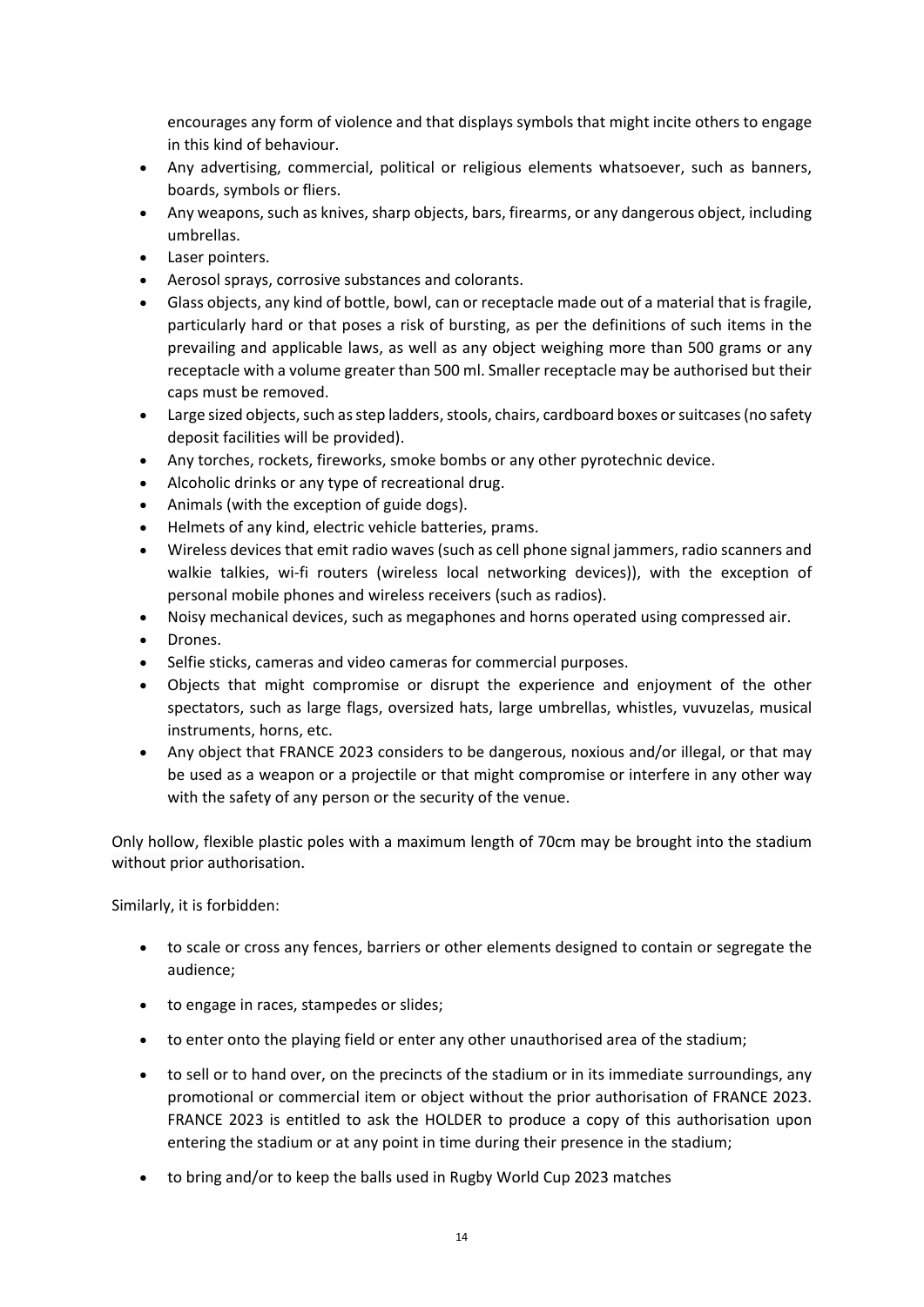encourages any form of violence and that displays symbols that might incite others to engage in this kind of behaviour.

- Any advertising, commercial, political or religious elements whatsoever, such as banners, boards, symbols or fliers.
- Any weapons, such as knives, sharp objects, bars, firearms, or any dangerous object, including umbrellas.
- Laser pointers.
- Aerosol sprays, corrosive substances and colorants.
- Glass objects, any kind of bottle, bowl, can or receptacle made out of a material that is fragile, particularly hard or that poses a risk of bursting, as per the definitions of such items in the prevailing and applicable laws, as well as any object weighing more than 500 grams or any receptacle with a volume greater than 500 ml. Smaller receptacle may be authorised but their caps must be removed.
- Large sized objects, such as step ladders, stools, chairs, cardboard boxes or suitcases (no safety deposit facilities will be provided).
- Any torches, rockets, fireworks, smoke bombs or any other pyrotechnic device.
- Alcoholic drinks or any type of recreational drug.
- Animals (with the exception of guide dogs).
- Helmets of any kind, electric vehicle batteries, prams.
- Wireless devices that emit radio waves (such as cell phone signal jammers, radio scanners and walkie talkies, wi-fi routers (wireless local networking devices)), with the exception of personal mobile phones and wireless receivers (such as radios).
- Noisy mechanical devices, such as megaphones and horns operated using compressed air.
- Drones.
- Selfie sticks, cameras and video cameras for commercial purposes.
- Objects that might compromise or disrupt the experience and enjoyment of the other spectators, such as large flags, oversized hats, large umbrellas, whistles, vuvuzelas, musical instruments, horns, etc.
- Any object that FRANCE 2023 considers to be dangerous, noxious and/or illegal, or that may be used as a weapon or a projectile or that might compromise or interfere in any other way with the safety of any person or the security of the venue.

Only hollow, flexible plastic poles with a maximum length of 70cm may be brought into the stadium without prior authorisation.

Similarly, it is forbidden:

- to scale or cross any fences, barriers or other elements designed to contain or segregate the audience;
- to engage in races, stampedes or slides;
- to enter onto the playing field or enter any other unauthorised area of the stadium;
- to sell or to hand over, on the precincts of the stadium or in its immediate surroundings, any promotional or commercial item or object without the prior authorisation of FRANCE 2023. FRANCE 2023 is entitled to ask the HOLDER to produce a copy of this authorisation upon entering the stadium or at any point in time during their presence in the stadium;
- to bring and/or to keep the balls used in Rugby World Cup 2023 matches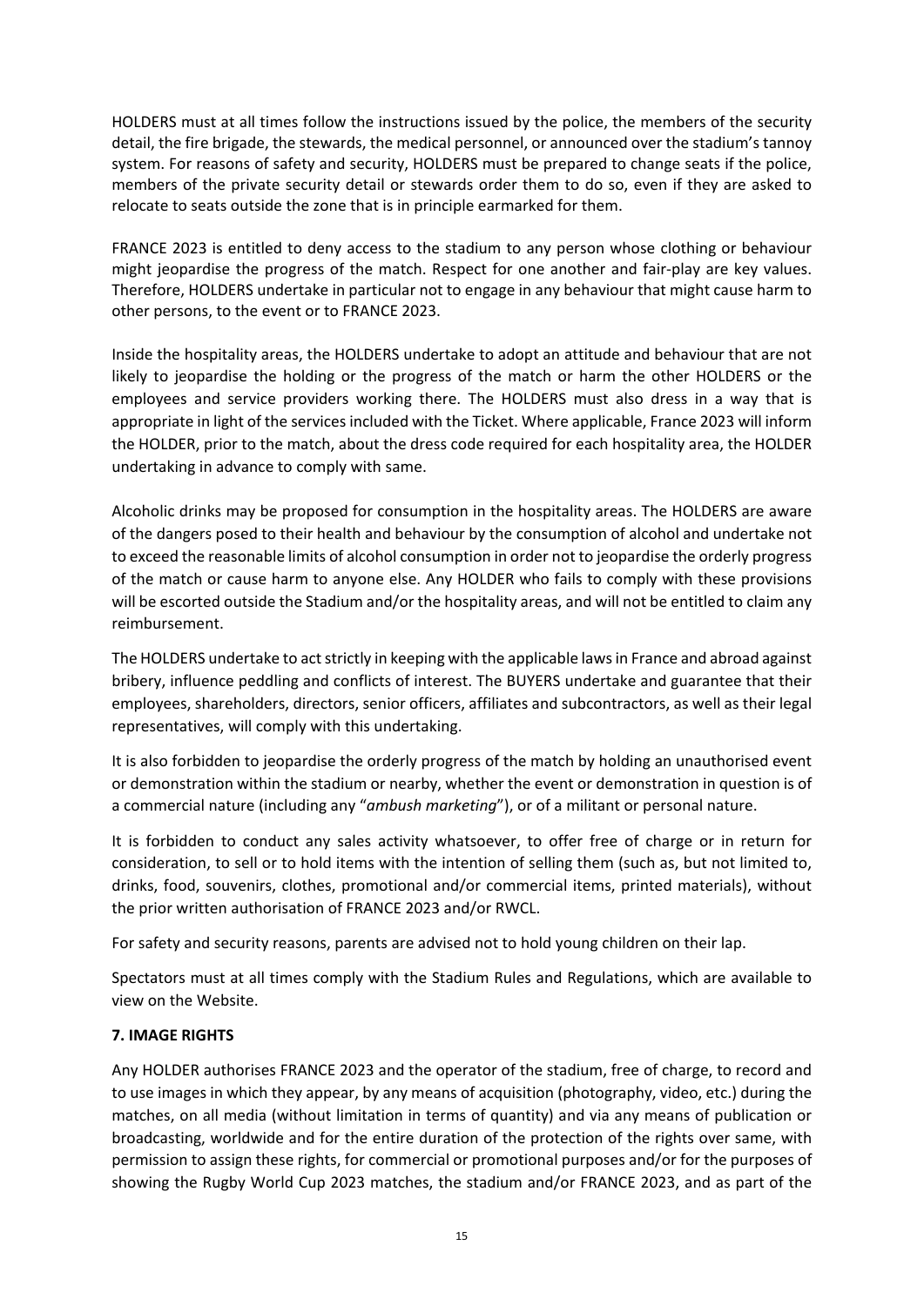HOLDERS must at all times follow the instructions issued by the police, the members of the security detail, the fire brigade, the stewards, the medical personnel, or announced over the stadium's tannoy system. For reasons of safety and security, HOLDERS must be prepared to change seats if the police, members of the private security detail or stewards order them to do so, even if they are asked to relocate to seats outside the zone that is in principle earmarked for them.

FRANCE 2023 is entitled to deny access to the stadium to any person whose clothing or behaviour might jeopardise the progress of the match. Respect for one another and fair-play are key values. Therefore, HOLDERS undertake in particular not to engage in any behaviour that might cause harm to other persons, to the event or to FRANCE 2023.

Inside the hospitality areas, the HOLDERS undertake to adopt an attitude and behaviour that are not likely to jeopardise the holding or the progress of the match or harm the other HOLDERS or the employees and service providers working there. The HOLDERS must also dress in a way that is appropriate in light of the services included with the Ticket. Where applicable, France 2023 will inform the HOLDER, prior to the match, about the dress code required for each hospitality area, the HOLDER undertaking in advance to comply with same.

Alcoholic drinks may be proposed for consumption in the hospitality areas. The HOLDERS are aware of the dangers posed to their health and behaviour by the consumption of alcohol and undertake not to exceed the reasonable limits of alcohol consumption in order not to jeopardise the orderly progress of the match or cause harm to anyone else. Any HOLDER who fails to comply with these provisions will be escorted outside the Stadium and/or the hospitality areas, and will not be entitled to claim any reimbursement.

The HOLDERS undertake to act strictly in keeping with the applicable laws in France and abroad against bribery, influence peddling and conflicts of interest. The BUYERS undertake and guarantee that their employees, shareholders, directors, senior officers, affiliates and subcontractors, as well as their legal representatives, will comply with this undertaking.

It is also forbidden to jeopardise the orderly progress of the match by holding an unauthorised event or demonstration within the stadium or nearby, whether the event or demonstration in question is of a commercial nature (including any "*ambush marketing*"), or of a militant or personal nature.

It is forbidden to conduct any sales activity whatsoever, to offer free of charge or in return for consideration, to sell or to hold items with the intention of selling them (such as, but not limited to, drinks, food, souvenirs, clothes, promotional and/or commercial items, printed materials), without the prior written authorisation of FRANCE 2023 and/or RWCL.

For safety and security reasons, parents are advised not to hold young children on their lap.

Spectators must at all times comply with the Stadium Rules and Regulations, which are available to view on the Website.

## 7. IMAGE RIGHTS

Any HOLDER authorises FRANCE 2023 and the operator of the stadium, free of charge, to record and to use images in which they appear, by any means of acquisition (photography, video, etc.) during the matches, on all media (without limitation in terms of quantity) and via any means of publication or broadcasting, worldwide and for the entire duration of the protection of the rights over same, with permission to assign these rights, for commercial or promotional purposes and/or for the purposes of showing the Rugby World Cup 2023 matches, the stadium and/or FRANCE 2023, and as part of the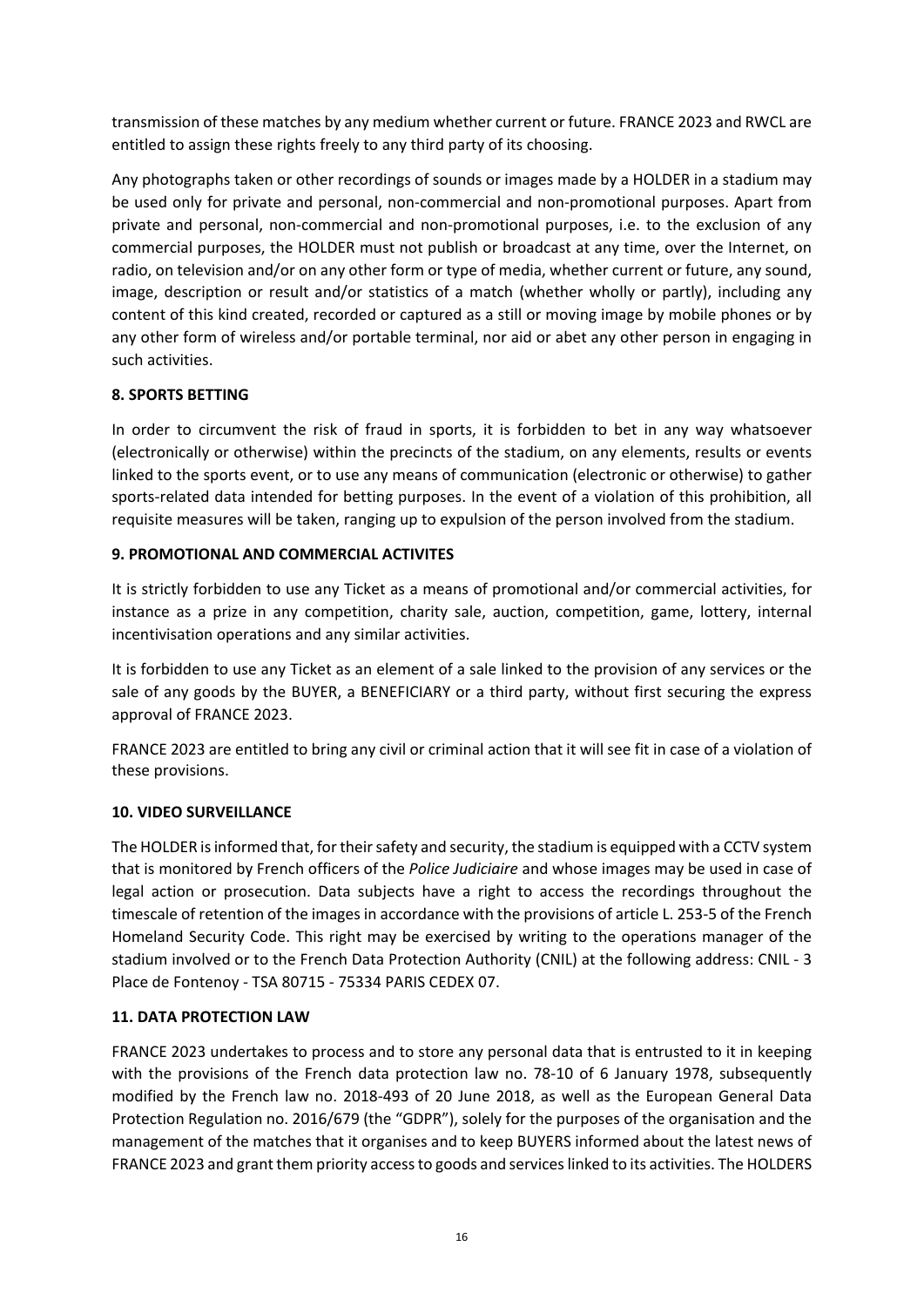transmission of these matches by any medium whether current or future. FRANCE 2023 and RWCL are entitled to assign these rights freely to any third party of its choosing.

Any photographs taken or other recordings of sounds or images made by a HOLDER in a stadium may be used only for private and personal, non-commercial and non-promotional purposes. Apart from private and personal, non-commercial and non-promotional purposes, i.e. to the exclusion of any commercial purposes, the HOLDER must not publish or broadcast at any time, over the Internet, on radio, on television and/or on any other form or type of media, whether current or future, any sound, image, description or result and/or statistics of a match (whether wholly or partly), including any content of this kind created, recorded or captured as a still or moving image by mobile phones or by any other form of wireless and/or portable terminal, nor aid or abet any other person in engaging in such activities.

## 8. SPORTS BETTING

In order to circumvent the risk of fraud in sports, it is forbidden to bet in any way whatsoever (electronically or otherwise) within the precincts of the stadium, on any elements, results or events linked to the sports event, or to use any means of communication (electronic or otherwise) to gather sports-related data intended for betting purposes. In the event of a violation of this prohibition, all requisite measures will be taken, ranging up to expulsion of the person involved from the stadium.

## 9. PROMOTIONAL AND COMMERCIAL ACTIVITES

It is strictly forbidden to use any Ticket as a means of promotional and/or commercial activities, for instance as a prize in any competition, charity sale, auction, competition, game, lottery, internal incentivisation operations and any similar activities.

It is forbidden to use any Ticket as an element of a sale linked to the provision of any services or the sale of any goods by the BUYER, a BENEFICIARY or a third party, without first securing the express approval of FRANCE 2023.

FRANCE 2023 are entitled to bring any civil or criminal action that it will see fit in case of a violation of these provisions.

## 10. VIDEO SURVEILLANCE

The HOLDER is informed that, for their safety and security, the stadium is equipped with a CCTV system that is monitored by French officers of the *Police Judiciaire* and whose images may be used in case of legal action or prosecution. Data subjects have a right to access the recordings throughout the timescale of retention of the images in accordance with the provisions of article L. 253-5 of the French Homeland Security Code. This right may be exercised by writing to the operations manager of the stadium involved or to the French Data Protection Authority (CNIL) at the following address: CNIL - 3 Place de Fontenoy - TSA 80715 - 75334 PARIS CEDEX 07.

## 11. DATA PROTECTION LAW

FRANCE 2023 undertakes to process and to store any personal data that is entrusted to it in keeping with the provisions of the French data protection law no. 78-10 of 6 January 1978, subsequently modified by the French law no. 2018-493 of 20 June 2018, as well as the European General Data Protection Regulation no. 2016/679 (the "GDPR"), solely for the purposes of the organisation and the management of the matches that it organises and to keep BUYERS informed about the latest news of FRANCE 2023 and grant them priority access to goods and services linked to its activities. The HOLDERS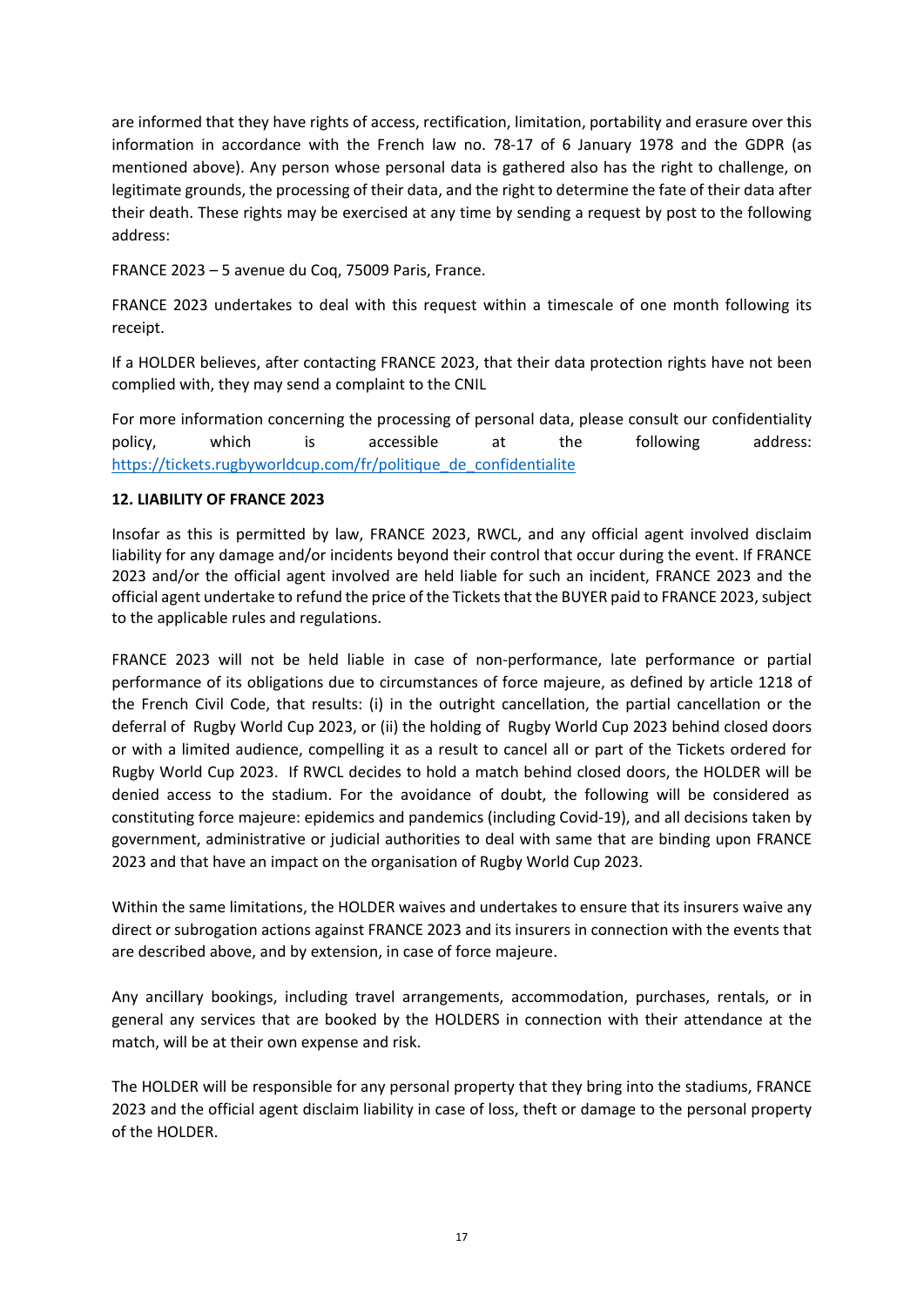are informed that they have rights of access, rectification, limitation, portability and erasure over this information in accordance with the French law no. 78-17 of 6 January 1978 and the GDPR (as mentioned above). Any person whose personal data is gathered also has the right to challenge, on legitimate grounds, the processing of their data, and the right to determine the fate of their data after their death. These rights may be exercised at any time by sending a request by post to the following address:

FRANCE 2023 – 5 avenue du Coq, 75009 Paris, France.

FRANCE 2023 undertakes to deal with this request within a timescale of one month following its receipt.

If a HOLDER believes, after contacting FRANCE 2023, that their data protection rights have not been complied with, they may send a complaint to the CNIL

For more information concerning the processing of personal data, please consult our confidentiality policy, which is accessible at the following address: [https://tickets.rugbyworldcup.com/fr/politique_de_confidentialite](https://tickets.rugbyworldcup.com/fr/politique_de_confidentialite)

**12. LIABILITY OF FRANCE 2023**

Insofar as this is permitted by law, FRANCE 2023, RWCL, and any official agent involved disclaim liability for any damage and/or incidents beyond their control that occur during the event. If FRANCE 2023 and/or the official agent involved are held liable for such an incident, FRANCE 2023 and the official agent undertake to refund the price of the Tickets that the BUYER paid to FRANCE 2023, subject to the applicable rules and regulations.

FRANCE 2023 will not be held liable in case of non-performance, late performance or partial performance of its obligations due to circumstances of force majeure, as defined by article 1218 of the French Civil Code, that results: (i) in the outright cancellation, the partial cancellation or the deferral of Rugby World Cup 2023, or (ii) the holding of Rugby World Cup 2023 behind closed doors or with a limited audience, compelling it as a result to cancel all or part of the Tickets ordered for Rugby World Cup 2023. If RWCL decides to hold a match behind closed doors, the HOLDER will be denied access to the stadium. For the avoidance of doubt, the following will be considered as constituting force majeure: epidemics and pandemics (including Covid-19), and all decisions taken by government, administrative or judicial authorities to deal with same that are binding upon FRANCE 2023 and that have an impact on the organisation of Rugby World Cup 2023.

Within the same limitations, the HOLDER waives and undertakes to ensure that its insurers waive any direct or subrogation actions against FRANCE 2023 and its insurers in connection with the events that are described above, and by extension, in case of force majeure.

Any ancillary bookings, including travel arrangements, accommodation, purchases, rentals, or in general any services that are booked by the HOLDERS in connection with their attendance at the match, will be at their own expense and risk.

The HOLDER will be responsible for any personal property that they bring into the stadiums, FRANCE 2023 and the official agent disclaim liability in case of loss, theft or damage to the personal property of the HOLDER.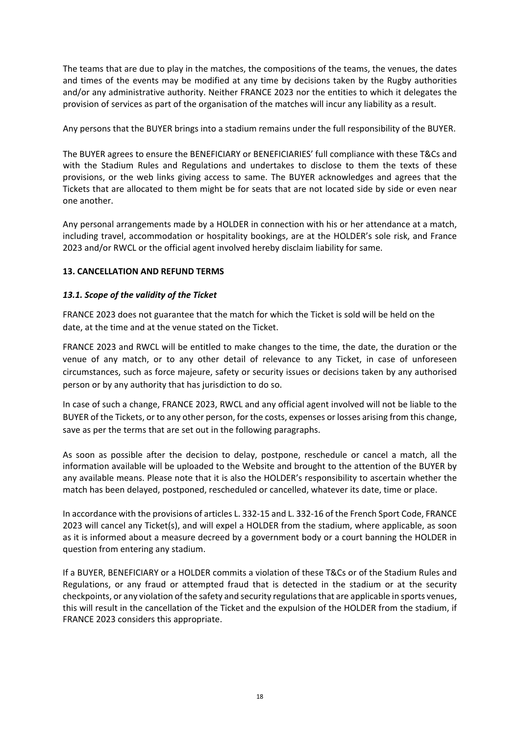The teams that are due to play in the matches, the compositions of the teams, the venues, the dates and times of the events may be modified at any time by decisions taken by the Rugby authorities and/or any administrative authority. Neither FRANCE 2023 nor the entities to which it delegates the provision of services as part of the organisation of the matches will incur any liability as a result.

Any persons that the BUYER brings into a stadium remains under the full responsibility of the BUYER.

The BUYER agrees to ensure the BENEFICIARY or BENEFICIARIES' full compliance with these T&Cs and with the Stadium Rules and Regulations and undertakes to disclose to them the texts of these provisions, or the web links giving access to same. The BUYER acknowledges and agrees that the Tickets that are allocated to them might be for seats that are not located side by side or even near one another.

Any personal arrangements made by a HOLDER in connection with his or her attendance at a match, including travel, accommodation or hospitality bookings, are at the HOLDER's sole risk, and France 2023 and/or RWCL or the official agent involved hereby disclaim liability for same.

## 13. CANCELLATION AND REFUND TERMS

### *13.1. Scope of the validity of the Ticket*

FRANCE 2023 does not guarantee that the match for which the Ticket is sold will be held on the date, at the time and at the venue stated on the Ticket.

FRANCE 2023 and RWCL will be entitled to make changes to the time, the date, the duration or the venue of any match, or to any other detail of relevance to any Ticket, in case of unforeseen circumstances, such as force majeure, safety or security issues or decisions taken by any authorised person or by any authority that has jurisdiction to do so.

In case of such a change, FRANCE 2023, RWCL and any official agent involved will not be liable to the BUYER of the Tickets, or to any other person, for the costs, expenses or losses arising from this change, save as per the terms that are set out in the following paragraphs.

As soon as possible after the decision to delay, postpone, reschedule or cancel a match, all the information available will be uploaded to the Website and brought to the attention of the BUYER by any available means. Please note that it is also the HOLDER's responsibility to ascertain whether the match has been delayed, postponed, rescheduled or cancelled, whatever its date, time or place.

In accordance with the provisions of articles L. 332-15 and L. 332-16 of the French Sport Code, FRANCE 2023 will cancel any Ticket(s), and will expel a HOLDER from the stadium, where applicable, as soon as it is informed about a measure decreed by a government body or a court banning the HOLDER in question from entering any stadium.

If a BUYER, BENEFICIARY or a HOLDER commits a violation of these T&Cs or of the Stadium Rules and Regulations, or any fraud or attempted fraud that is detected in the stadium or at the security checkpoints, or any violation of the safety and security regulations that are applicable in sports venues, this will result in the cancellation of the Ticket and the expulsion of the HOLDER from the stadium, if FRANCE 2023 considers this appropriate.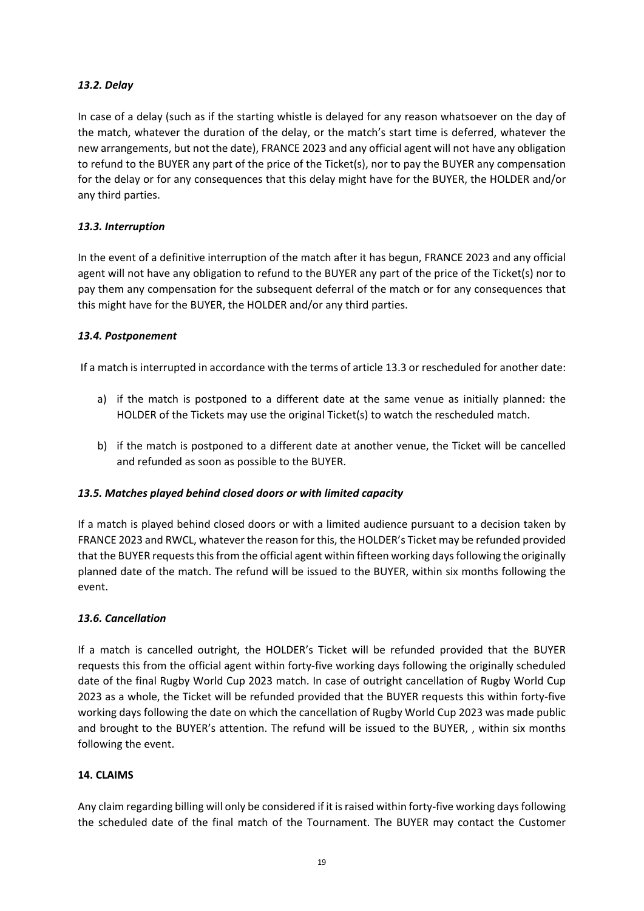### *13.2. Delay*

In case of a delay (such as if the starting whistle is delayed for any reason whatsoever on the day of the match, whatever the duration of the delay, or the match's start time is deferred, whatever the new arrangements, but not the date), FRANCE 2023 and any official agent will not have any obligation to refund to the BUYER any part of the price of the Ticket(s), nor to pay the BUYER any compensation for the delay or for any consequences that this delay might have for the BUYER, the HOLDER and/or any third parties.

### *13.3. Interruption*

In the event of a definitive interruption of the match after it has begun, FRANCE 2023 and any official agent will not have any obligation to refund to the BUYER any part of the price of the Ticket(s) nor to pay them any compensation for the subsequent deferral of the match or for any consequences that this might have for the BUYER, the HOLDER and/or any third parties.

### *13.4. Postponement*

If a match is interrupted in accordance with the terms of article 13.3 or rescheduled for another date:

a) if the match is postponed to a different date at the same venue as initially planned: the HOLDER of the Tickets may use the original Ticket(s) to watch the rescheduled match.

b) if the match is postponed to a different date at another venue, the Ticket will be cancelled and refunded as soon as possible to the BUYER.

### *13.5. Matches played behind closed doors or with limited capacity*

If a match is played behind closed doors or with a limited audience pursuant to a decision taken by FRANCE 2023 and RWCL, whatever the reason for this, the HOLDER's Ticket may be refunded provided that the BUYER requests this from the official agent within fifteen working days following the originally planned date of the match. The refund will be issued to the BUYER, within six months following the event.

### *13.6. Cancellation*

If a match is cancelled outright, the HOLDER's Ticket will be refunded provided that the BUYER requests this from the official agent within forty-five working days following the originally scheduled date of the final Rugby World Cup 2023 match. In case of outright cancellation of Rugby World Cup 2023 as a whole, the Ticket will be refunded provided that the BUYER requests this within forty-five working days following the date on which the cancellation of Rugby World Cup 2023 was made public and brought to the BUYER's attention. The refund will be issued to the BUYER, , within six months following the event.

## 14. CLAIMS

Any claim regarding billing will only be considered if it is raised within forty-five working days following the scheduled date of the final match of the Tournament. The BUYER may contact the Customer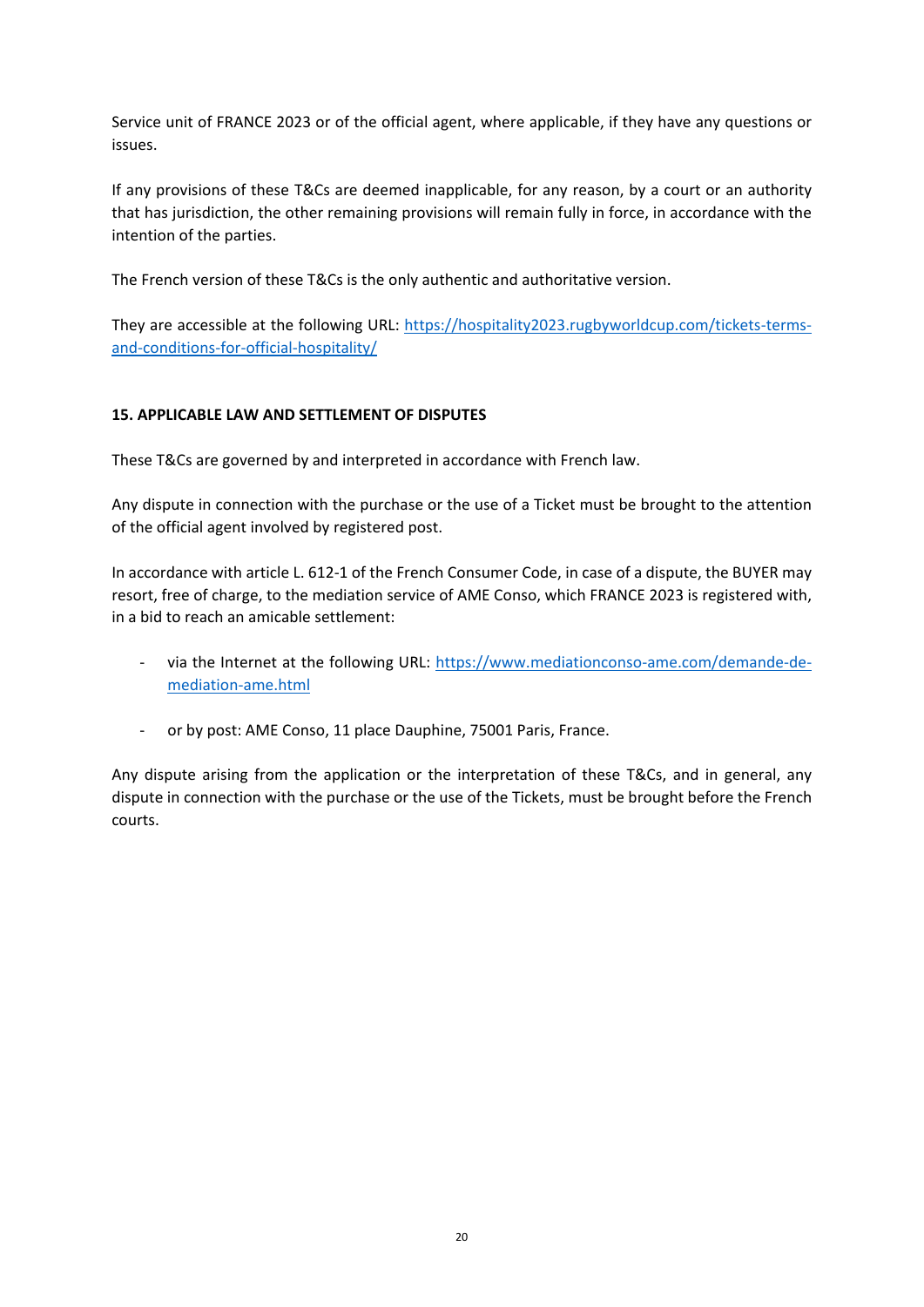Service unit of FRANCE 2023 or of the official agent, where applicable, if they have any questions or issues.

If any provisions of these T&Cs are deemed inapplicable, for any reason, by a court or an authority that has jurisdiction, the other remaining provisions will remain fully in force, in accordance with the intention of the parties.

The French version of these T&Cs is the only authentic and authoritative version.

They are accessible at the following URL: [https://hospitality2023.rugbyworldcup.com/tickets-terms-and-conditions-for-official-hospitality/](https://hospitality2023.rugbyworldcup.com/tickets-terms-and-conditions-for-official-hospitality/)

**15. APPLICABLE LAW AND SETTLEMENT OF DISPUTES**

These T&Cs are governed by and interpreted in accordance with French law.

Any dispute in connection with the purchase or the use of a Ticket must be brought to the attention of the official agent involved by registered post.

In accordance with article L. 612-1 of the French Consumer Code, in case of a dispute, the BUYER may resort, free of charge, to the mediation service of AME Conso, which FRANCE 2023 is registered with, in a bid to reach an amicable settlement:

- via the Internet at the following URL: [https://www.mediationconso-ame.com/demande-de-mediation-ame.html](https://www.mediationconso-ame.com/demande-de-mediation-ame.html)
- or by post: AME Conso, 11 place Dauphine, 75001 Paris, France.

Any dispute arising from the application or the interpretation of these T&Cs, and in general, any dispute in connection with the purchase or the use of the Tickets, must be brought before the French courts.